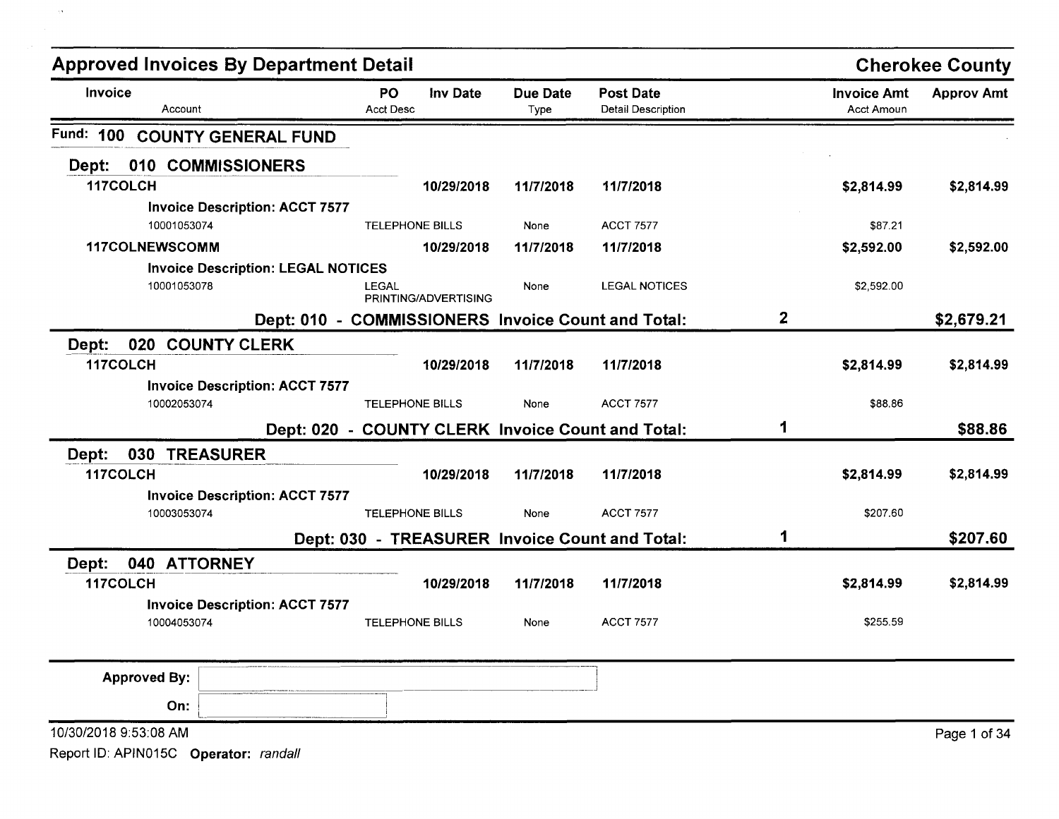## Approved Invoices By Department Detail

**Cherokee County**

| Invoice / Account | PO / Acct Desc | Inv Date | Due Date / Type | Post Date / Detail Description | | Invoice Amt / Acct Amoun | Approv Amt |
|---|---|---|---|---|---|---|---|

### Fund: 100 COUNTY GENERAL FUND

#### Dept: 010 COMMISSIONERS

| Invoice / Account | PO / Acct Desc | Inv Date | Due Date / Type | Post Date / Detail Description | | Invoice Amt / Acct Amoun | Approv Amt |
|---|---|---|---|---|---|---|---|
| **117COLCH** | | **10/29/2018** | **11/7/2018** | **11/7/2018** | | **$2,814.99** | **$2,814.99** |
| **Invoice Description: ACCT 7577** | | | | | | | |
| 10001053074 | TELEPHONE BILLS | | None | ACCT 7577 | | $87.21 | |
| **117COLNEWSCOMM** | | **10/29/2018** | **11/7/2018** | **11/7/2018** | | **$2,592.00** | **$2,592.00** |
| **Invoice Description: LEGAL NOTICES** | | | | | | | |
| 10001053078 | LEGAL PRINTING/ADVERTISING | | None | LEGAL NOTICES | | $2,592.00 | |
| | **Dept: 010 - COMMISSIONERS Invoice Count and Total:** | | | | **2** | | **$2,679.21** |

#### Dept: 020 COUNTY CLERK

| Invoice / Account | PO / Acct Desc | Inv Date | Due Date / Type | Post Date / Detail Description | | Invoice Amt / Acct Amoun | Approv Amt |
|---|---|---|---|---|---|---|---|
| **117COLCH** | | **10/29/2018** | **11/7/2018** | **11/7/2018** | | **$2,814.99** | **$2,814.99** |
| **Invoice Description: ACCT 7577** | | | | | | | |
| 10002053074 | TELEPHONE BILLS | | None | ACCT 7577 | | $88.86 | |
| | **Dept: 020 - COUNTY CLERK Invoice Count and Total:** | | | | **1** | | **$88.86** |

#### Dept: 030 TREASURER

| Invoice / Account | PO / Acct Desc | Inv Date | Due Date / Type | Post Date / Detail Description | | Invoice Amt / Acct Amoun | Approv Amt |
|---|---|---|---|---|---|---|---|
| **117COLCH** | | **10/29/2018** | **11/7/2018** | **11/7/2018** | | **$2,814.99** | **$2,814.99** |
| **Invoice Description: ACCT 7577** | | | | | | | |
| 10003053074 | TELEPHONE BILLS | | None | ACCT 7577 | | $207.60 | |
| | **Dept: 030 - TREASURER Invoice Count and Total:** | | | | **1** | | **$207.60** |

#### Dept: 040 ATTORNEY

| Invoice / Account | PO / Acct Desc | Inv Date | Due Date / Type | Post Date / Detail Description | | Invoice Amt / Acct Amoun | Approv Amt |
|---|---|---|---|---|---|---|---|
| **117COLCH** | | **10/29/2018** | **11/7/2018** | **11/7/2018** | | **$2,814.99** | **$2,814.99** |
| **Invoice Description: ACCT 7577** | | | | | | | |
| 10004053074 | TELEPHONE BILLS | | None | ACCT 7577 | | $255.59 | |

**Approved By:** ____________________

**On:** ____________________

10/30/2018 9:53:08 AM

Report ID: APIN015C **Operator:** *randall*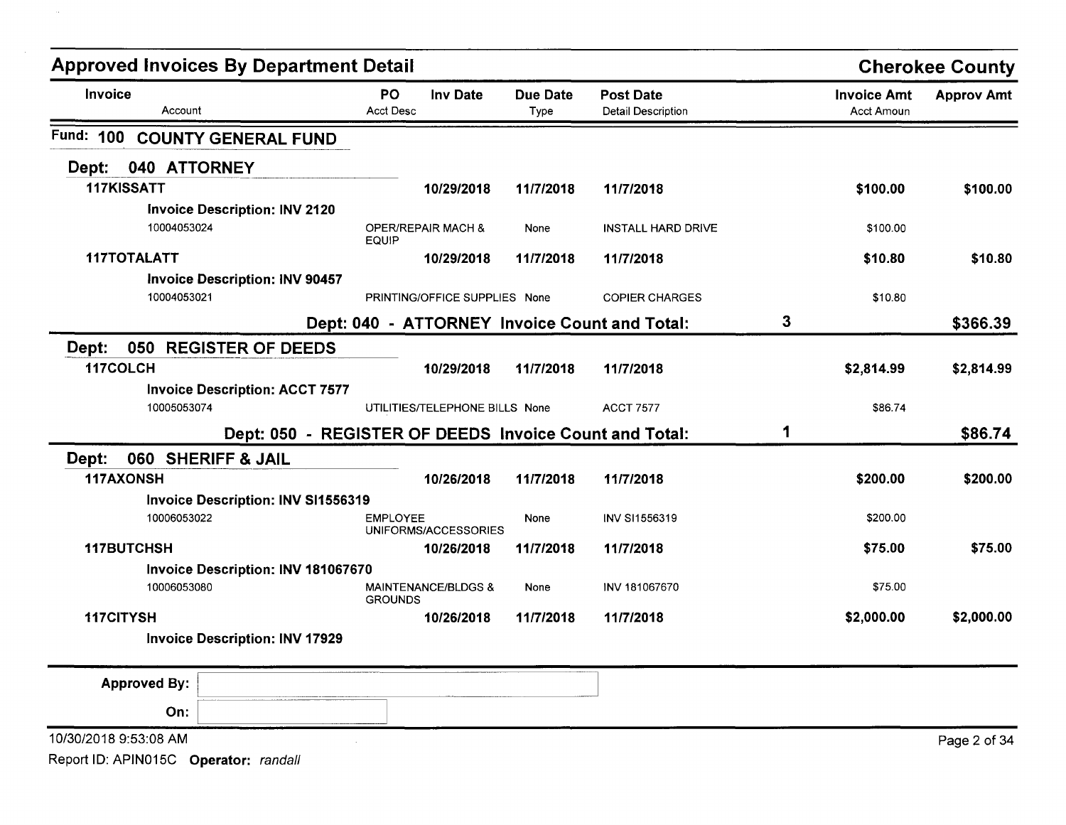# Approved Invoices By Department Detail

**Cherokee County**

| Invoice / Account | PO / Acct Desc | Inv Date | Due Date / Type | Post Date / Detail Description | | Invoice Amt / Acct Amoun | Approv Amt |
|---|---|---|---|---|---|---|---|

## Fund: 100 COUNTY GENERAL FUND

### Dept: 040 ATTORNEY

| Invoice / Account | PO / Acct Desc | Inv Date | Due Date / Type | Post Date / Detail Description | | Invoice Amt / Acct Amoun | Approv Amt |
|---|---|---|---|---|---|---|---|
| **117KISSATT** | | **10/29/2018** | **11/7/2018** | **11/7/2018** | | **$100.00** | **$100.00** |
| **Invoice Description: INV 2120** | | | | | | | |
| 10004053024 | OPER/REPAIR MACH & EQUIP | | None | INSTALL HARD DRIVE | | $100.00 | |
| **117TOTALATT** | | **10/29/2018** | **11/7/2018** | **11/7/2018** | | **$10.80** | **$10.80** |
| **Invoice Description: INV 90457** | | | | | | | |
| 10004053021 | PRINTING/OFFICE SUPPLIES | | None | COPIER CHARGES | | $10.80 | |
| | **Dept: 040 - ATTORNEY Invoice Count and Total:** | | | | **3** | | **$366.39** |

### Dept: 050 REGISTER OF DEEDS

| Invoice / Account | PO / Acct Desc | Inv Date | Due Date / Type | Post Date / Detail Description | | Invoice Amt / Acct Amoun | Approv Amt |
|---|---|---|---|---|---|---|---|
| **117COLCH** | | **10/29/2018** | **11/7/2018** | **11/7/2018** | | **$2,814.99** | **$2,814.99** |
| **Invoice Description: ACCT 7577** | | | | | | | |
| 10005053074 | UTILITIES/TELEPHONE BILLS | | None | ACCT 7577 | | $86.74 | |
| | **Dept: 050 - REGISTER OF DEEDS Invoice Count and Total:** | | | | **1** | | **$86.74** |

### Dept: 060 SHERIFF & JAIL

| Invoice / Account | PO / Acct Desc | Inv Date | Due Date / Type | Post Date / Detail Description | | Invoice Amt / Acct Amoun | Approv Amt |
|---|---|---|---|---|---|---|---|
| **117AXONSH** | | **10/26/2018** | **11/7/2018** | **11/7/2018** | | **$200.00** | **$200.00** |
| **Invoice Description: INV SI1556319** | | | | | | | |
| 10006053022 | EMPLOYEE UNIFORMS/ACCESSORIES | | None | INV SI1556319 | | $200.00 | |
| **117BUTCHSH** | | **10/26/2018** | **11/7/2018** | **11/7/2018** | | **$75.00** | **$75.00** |
| **Invoice Description: INV 181067670** | | | | | | | |
| 10006053080 | MAINTENANCE/BLDGS & GROUNDS | | None | INV 181067670 | | $75.00 | |
| **117CITYSH** | | **10/26/2018** | **11/7/2018** | **11/7/2018** | | **$2,000.00** | **$2,000.00** |
| **Invoice Description: INV 17929** | | | | | | | |

**Approved By:**

**On:**

10/30/2018 9:53:08 AM

Report ID: APIN015C **Operator:** *randall*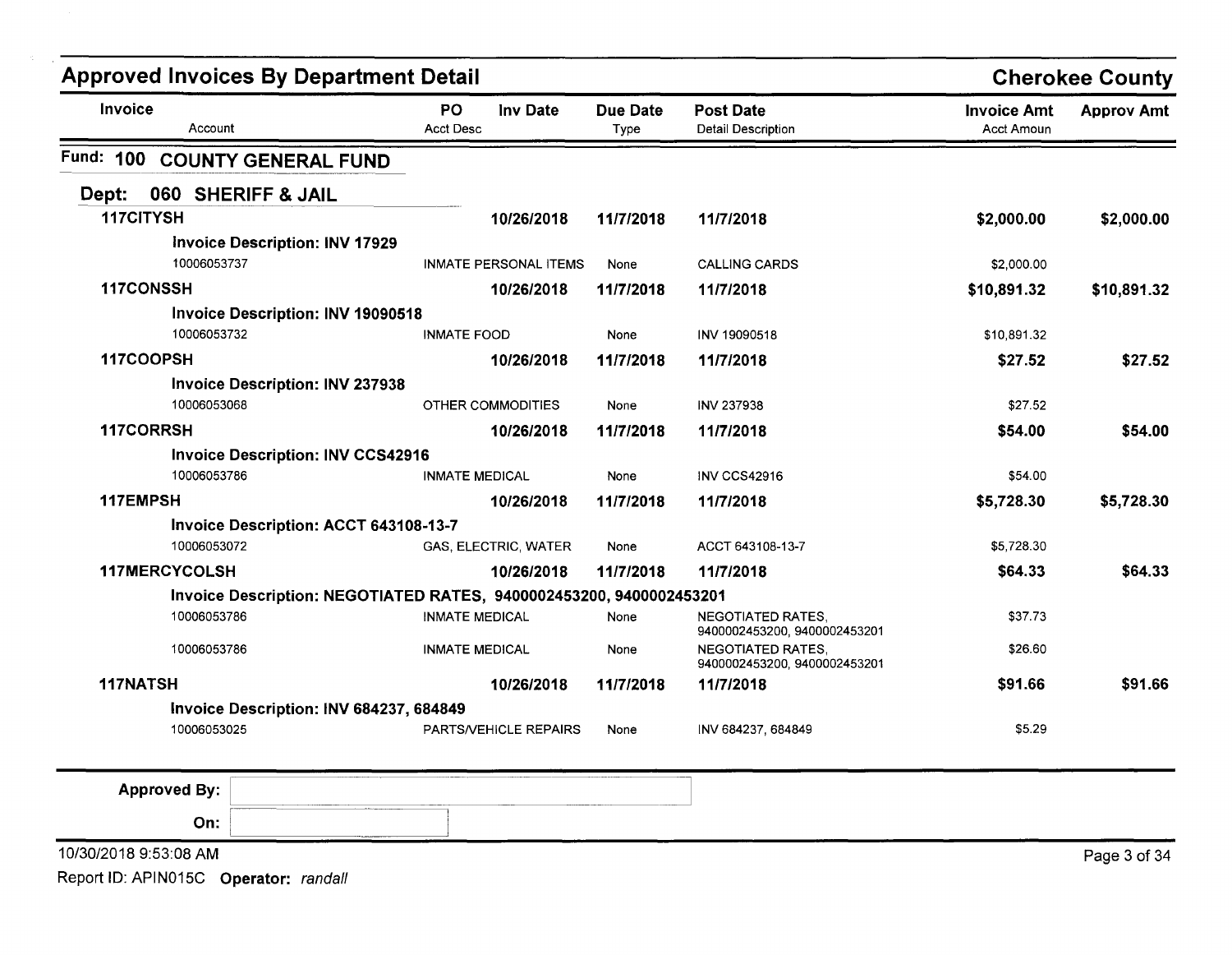# Approved Invoices By Department Detail

**Cherokee County**

| Invoice / Account | PO / Acct Desc | Inv Date | Due Date / Type | Post Date / Detail Description | Invoice Amt / Acct Amoun | Approv Amt |
|---|---|---|---|---|---|---|

## Fund: 100 COUNTY GENERAL FUND

### Dept: 060 SHERIFF & JAIL

| Invoice / Account | PO / Acct Desc | Inv Date | Due Date / Type | Post Date / Detail Description | Invoice Amt / Acct Amoun | Approv Amt |
|---|---|---|---|---|---|---|
| **117CITYSH** | | **10/26/2018** | **11/7/2018** | **11/7/2018** | **$2,000.00** | **$2,000.00** |
| **Invoice Description: INV 17929** | | | | | | |
| 10006053737 | INMATE PERSONAL ITEMS | | None | CALLING CARDS | $2,000.00 | |
| **117CONSSH** | | **10/26/2018** | **11/7/2018** | **11/7/2018** | **$10,891.32** | **$10,891.32** |
| **Invoice Description: INV 19090518** | | | | | | |
| 10006053732 | INMATE FOOD | | None | INV 19090518 | $10,891.32 | |
| **117COOPSH** | | **10/26/2018** | **11/7/2018** | **11/7/2018** | **$27.52** | **$27.52** |
| **Invoice Description: INV 237938** | | | | | | |
| 10006053068 | OTHER COMMODITIES | | None | INV 237938 | $27.52 | |
| **117CORRSH** | | **10/26/2018** | **11/7/2018** | **11/7/2018** | **$54.00** | **$54.00** |
| **Invoice Description: INV CCS42916** | | | | | | |
| 10006053786 | INMATE MEDICAL | | None | INV CCS42916 | $54.00 | |
| **117EMPSH** | | **10/26/2018** | **11/7/2018** | **11/7/2018** | **$5,728.30** | **$5,728.30** |
| **Invoice Description: ACCT 643108-13-7** | | | | | | |
| 10006053072 | GAS, ELECTRIC, WATER | | None | ACCT 643108-13-7 | $5,728.30 | |
| **117MERCYCOLSH** | | **10/26/2018** | **11/7/2018** | **11/7/2018** | **$64.33** | **$64.33** |
| **Invoice Description: NEGOTIATED RATES, 9400002453200, 9400002453201** | | | | | | |
| 10006053786 | INMATE MEDICAL | | None | NEGOTIATED RATES, 9400002453200, 9400002453201 | $37.73 | |
| 10006053786 | INMATE MEDICAL | | None | NEGOTIATED RATES, 9400002453200, 9400002453201 | $26.60 | |
| **117NATSH** | | **10/26/2018** | **11/7/2018** | **11/7/2018** | **$91.66** | **$91.66** |
| **Invoice Description: INV 684237, 684849** | | | | | | |
| 10006053025 | PARTS/VEHICLE REPAIRS | | None | INV 684237, 684849 | $5.29 | |

**Approved By:**

**On:**

10/30/2018 9:53:08 AM

Report ID: APIN015C **Operator:** *randall*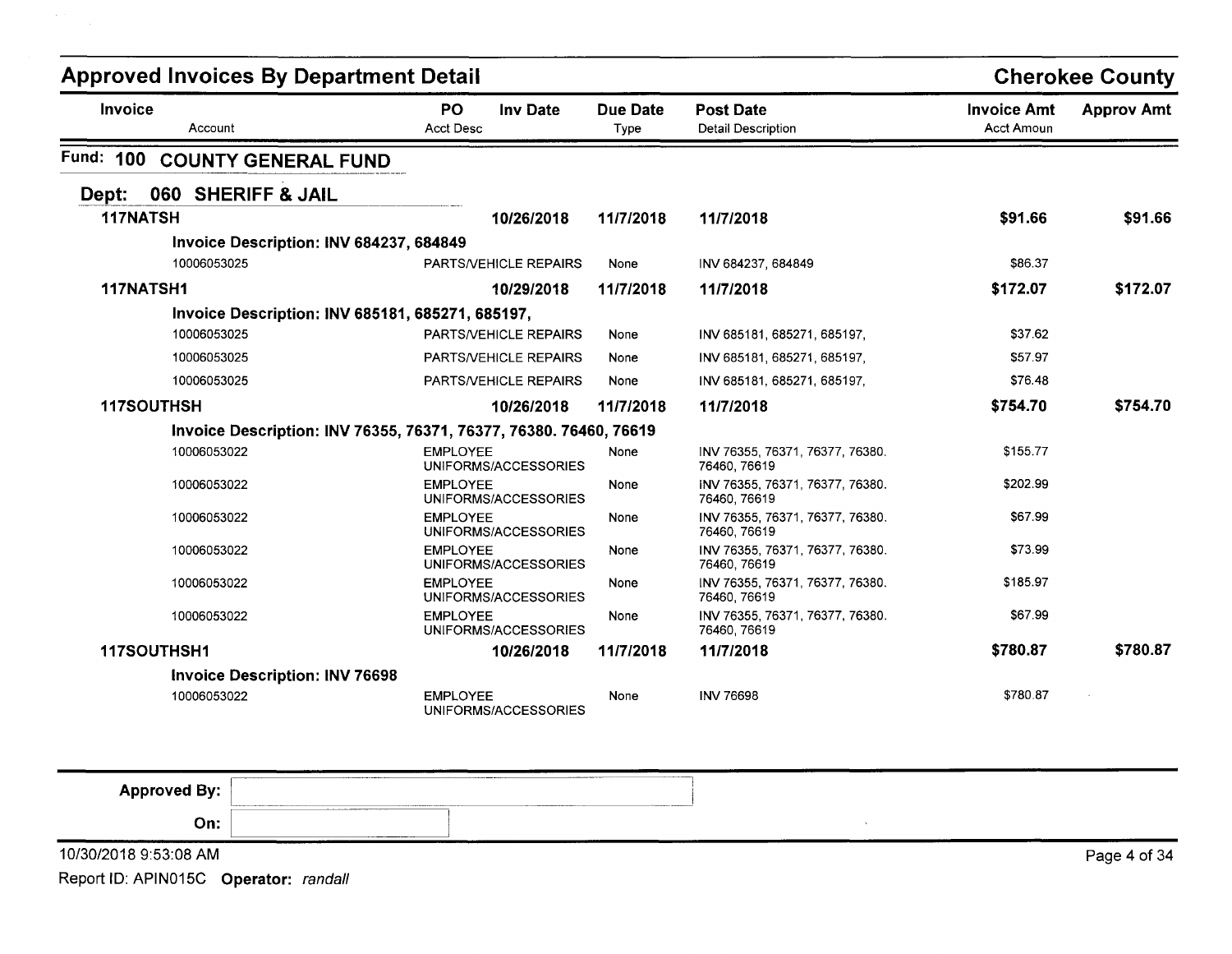# Approved Invoices By Department Detail

## Cherokee County

| Invoice / Account | PO / Acct Desc | Inv Date | Due Date / Type | Post Date / Detail Description | Invoice Amt / Acct Amoun | Approv Amt |
|---|---|---|---|---|---|---|

### Fund: 100 COUNTY GENERAL FUND

#### Dept: 060 SHERIFF & JAIL

| Invoice / Account | PO / Acct Desc | Inv Date | Due Date / Type | Post Date / Detail Description | Invoice Amt / Acct Amoun | Approv Amt |
|---|---|---|---|---|---|---|
| **117NATSH** | | **10/26/2018** | **11/7/2018** | **11/7/2018** | **$91.66** | **$91.66** |
| **Invoice Description: INV 684237, 684849** | | | | | | |
| 10006053025 | PARTS/VEHICLE REPAIRS | | None | INV 684237, 684849 | $86.37 | |
| **117NATSH1** | | **10/29/2018** | **11/7/2018** | **11/7/2018** | **$172.07** | **$172.07** |
| **Invoice Description: INV 685181, 685271, 685197,** | | | | | | |
| 10006053025 | PARTS/VEHICLE REPAIRS | | None | INV 685181, 685271, 685197, | $37.62 | |
| 10006053025 | PARTS/VEHICLE REPAIRS | | None | INV 685181, 685271, 685197, | $57.97 | |
| 10006053025 | PARTS/VEHICLE REPAIRS | | None | INV 685181, 685271, 685197, | $76.48 | |
| **117SOUTHSH** | | **10/26/2018** | **11/7/2018** | **11/7/2018** | **$754.70** | **$754.70** |
| **Invoice Description: INV 76355, 76371, 76377, 76380. 76460, 76619** | | | | | | |
| 10006053022 | EMPLOYEE UNIFORMS/ACCESSORIES | | None | INV 76355, 76371, 76377, 76380. 76460, 76619 | $155.77 | |
| 10006053022 | EMPLOYEE UNIFORMS/ACCESSORIES | | None | INV 76355, 76371, 76377, 76380. 76460, 76619 | $202.99 | |
| 10006053022 | EMPLOYEE UNIFORMS/ACCESSORIES | | None | INV 76355, 76371, 76377, 76380. 76460, 76619 | $67.99 | |
| 10006053022 | EMPLOYEE UNIFORMS/ACCESSORIES | | None | INV 76355, 76371, 76377, 76380. 76460, 76619 | $73.99 | |
| 10006053022 | EMPLOYEE UNIFORMS/ACCESSORIES | | None | INV 76355, 76371, 76377, 76380. 76460, 76619 | $185.97 | |
| 10006053022 | EMPLOYEE UNIFORMS/ACCESSORIES | | None | INV 76355, 76371, 76377, 76380. 76460, 76619 | $67.99 | |
| **117SOUTHSH1** | | **10/26/2018** | **11/7/2018** | **11/7/2018** | **$780.87** | **$780.87** |
| **Invoice Description: INV 76698** | | | | | | |
| 10006053022 | EMPLOYEE UNIFORMS/ACCESSORIES | | None | INV 76698 | $780.87 | |

**Approved By:** ____________________

**On:** ____________________

10/30/2018 9:53:08 AM

Report ID: APIN015C **Operator:** *randall*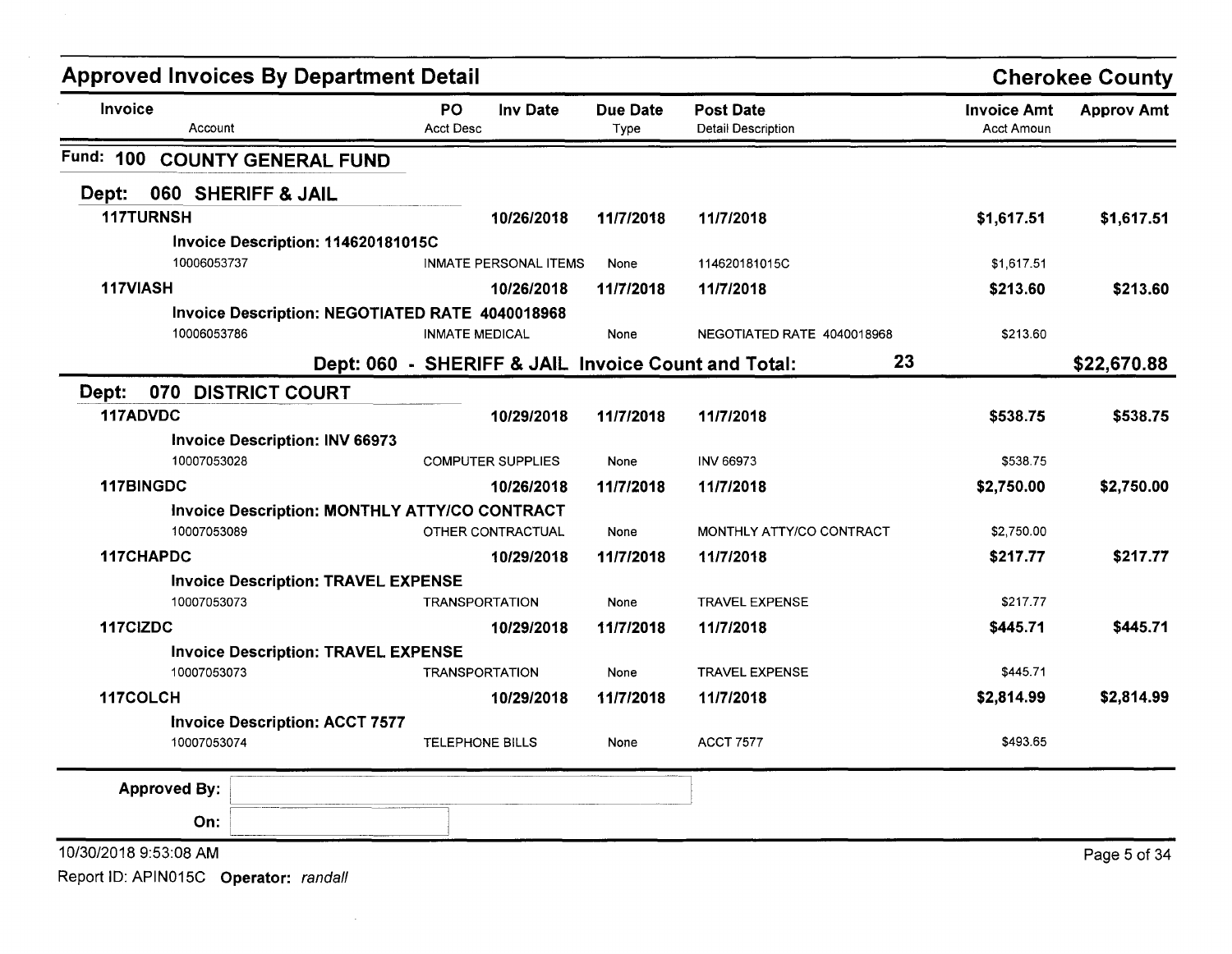## Approved Invoices By Department Detail

**Cherokee County**

| Invoice | PO | Inv Date | Due Date | Post Date | Invoice Amt | Approv Amt |
|---|---|---|---|---|---|---|
| Account | Acct Desc | | Type | Detail Description | Acct Amoun | |

### Fund: 100 COUNTY GENERAL FUND

#### Dept: 060 SHERIFF & JAIL

| Invoice | PO / Acct Desc | Inv Date | Due Date / Type | Post Date / Detail Description | Invoice Amt / Acct Amoun | Approv Amt |
|---|---|---|---|---|---|---|
| **117TURNSH** | | **10/26/2018** | **11/7/2018** | **11/7/2018** | **$1,617.51** | **$1,617.51** |
| **Invoice Description: 114620181015C** | | | | | | |
| 10006053737 | INMATE PERSONAL ITEMS | | None | 114620181015C | $1,617.51 | |
| **117VIASH** | | **10/26/2018** | **11/7/2018** | **11/7/2018** | **$213.60** | **$213.60** |
| **Invoice Description: NEGOTIATED RATE 4040018968** | | | | | | |
| 10006053786 | INMATE MEDICAL | | None | NEGOTIATED RATE 4040018968 | $213.60 | |

**Dept: 060 - SHERIFF & JAIL Invoice Count and Total: 23 — $22,670.88**

#### Dept: 070 DISTRICT COURT

| Invoice | PO / Acct Desc | Inv Date | Due Date / Type | Post Date / Detail Description | Invoice Amt / Acct Amoun | Approv Amt |
|---|---|---|---|---|---|---|
| **117ADVDC** | | **10/29/2018** | **11/7/2018** | **11/7/2018** | **$538.75** | **$538.75** |
| **Invoice Description: INV 66973** | | | | | | |
| 10007053028 | COMPUTER SUPPLIES | | None | INV 66973 | $538.75 | |
| **117BINGDC** | | **10/26/2018** | **11/7/2018** | **11/7/2018** | **$2,750.00** | **$2,750.00** |
| **Invoice Description: MONTHLY ATTY/CO CONTRACT** | | | | | | |
| 10007053089 | OTHER CONTRACTUAL | | None | MONTHLY ATTY/CO CONTRACT | $2,750.00 | |
| **117CHAPDC** | | **10/29/2018** | **11/7/2018** | **11/7/2018** | **$217.77** | **$217.77** |
| **Invoice Description: TRAVEL EXPENSE** | | | | | | |
| 10007053073 | TRANSPORTATION | | None | TRAVEL EXPENSE | $217.77 | |
| **117CIZDC** | | **10/29/2018** | **11/7/2018** | **11/7/2018** | **$445.71** | **$445.71** |
| **Invoice Description: TRAVEL EXPENSE** | | | | | | |
| 10007053073 | TRANSPORTATION | | None | TRAVEL EXPENSE | $445.71 | |
| **117COLCH** | | **10/29/2018** | **11/7/2018** | **11/7/2018** | **$2,814.99** | **$2,814.99** |
| **Invoice Description: ACCT 7577** | | | | | | |
| 10007053074 | TELEPHONE BILLS | | None | ACCT 7577 | $493.65 | |

**Approved By:** 

**On:** 

10/30/2018 9:53:08 AM

Report ID: APIN015C **Operator:** *randall*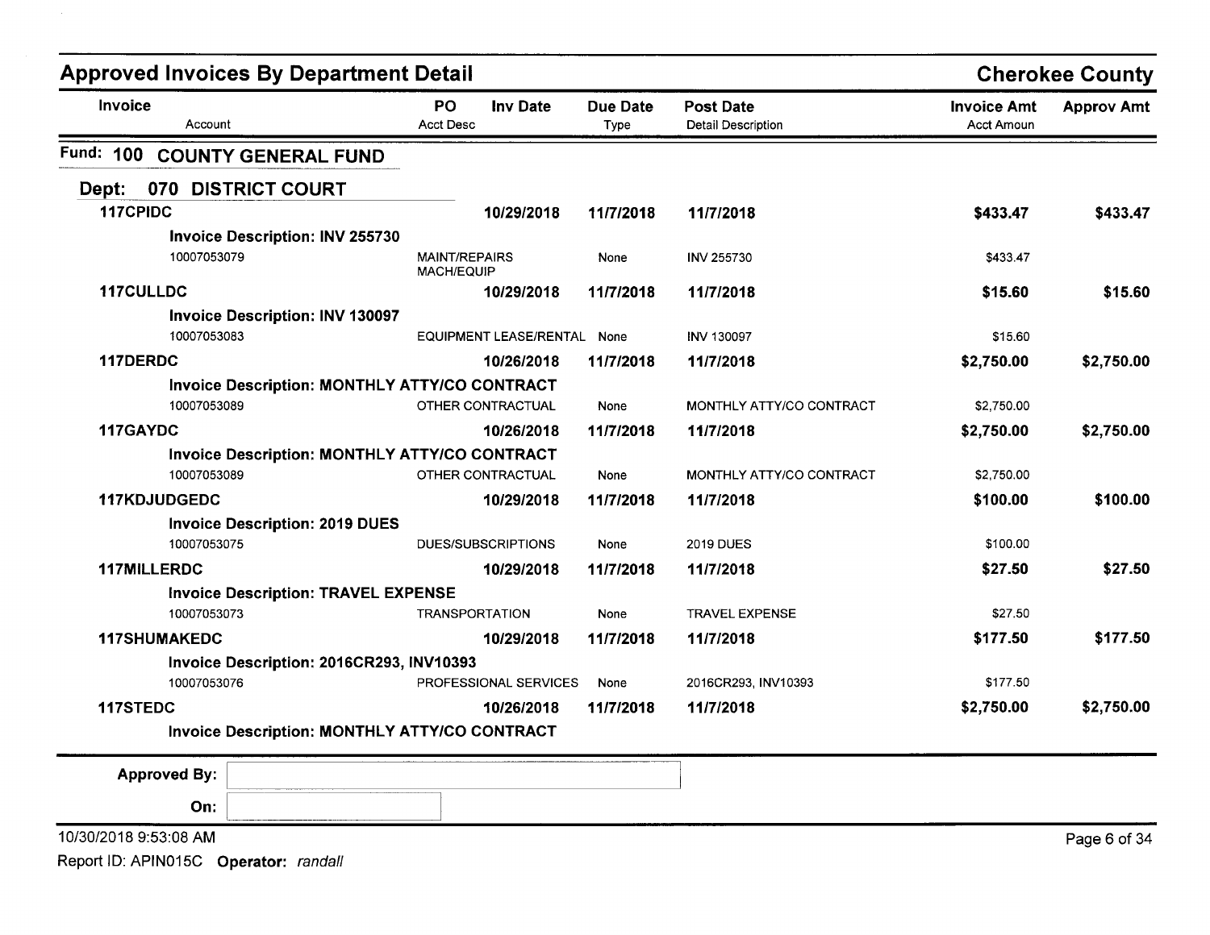## Approved Invoices By Department Detail

**Cherokee County**

| Invoice / Account | PO / Acct Desc | Inv Date | Due Date / Type | Post Date / Detail Description | Invoice Amt / Acct Amoun | Approv Amt |
|---|---|---|---|---|---|---|

### Fund: 100 COUNTY GENERAL FUND

#### Dept: 070 DISTRICT COURT

| Invoice / Account | PO / Acct Desc | Inv Date | Due Date / Type | Post Date / Detail Description | Invoice Amt / Acct Amoun | Approv Amt |
|---|---|---|---|---|---|---|
| **117CPIDC** | | **10/29/2018** | **11/7/2018** | **11/7/2018** | **$433.47** | **$433.47** |
| **Invoice Description: INV 255730** | | | | | | |
| 10007053079 | MAINT/REPAIRS MACH/EQUIP | | None | INV 255730 | $433.47 | |
| **117CULLDC** | | **10/29/2018** | **11/7/2018** | **11/7/2018** | **$15.60** | **$15.60** |
| **Invoice Description: INV 130097** | | | | | | |
| 10007053083 | EQUIPMENT LEASE/RENTAL | | None | INV 130097 | $15.60 | |
| **117DERDC** | | **10/26/2018** | **11/7/2018** | **11/7/2018** | **$2,750.00** | **$2,750.00** |
| **Invoice Description: MONTHLY ATTY/CO CONTRACT** | | | | | | |
| 10007053089 | OTHER CONTRACTUAL | | None | MONTHLY ATTY/CO CONTRACT | $2,750.00 | |
| **117GAYDC** | | **10/26/2018** | **11/7/2018** | **11/7/2018** | **$2,750.00** | **$2,750.00** |
| **Invoice Description: MONTHLY ATTY/CO CONTRACT** | | | | | | |
| 10007053089 | OTHER CONTRACTUAL | | None | MONTHLY ATTY/CO CONTRACT | $2,750.00 | |
| **117KDJUDGEDC** | | **10/29/2018** | **11/7/2018** | **11/7/2018** | **$100.00** | **$100.00** |
| **Invoice Description: 2019 DUES** | | | | | | |
| 10007053075 | DUES/SUBSCRIPTIONS | | None | 2019 DUES | $100.00 | |
| **117MILLERDC** | | **10/29/2018** | **11/7/2018** | **11/7/2018** | **$27.50** | **$27.50** |
| **Invoice Description: TRAVEL EXPENSE** | | | | | | |
| 10007053073 | TRANSPORTATION | | None | TRAVEL EXPENSE | $27.50 | |
| **117SHUMAKEDC** | | **10/29/2018** | **11/7/2018** | **11/7/2018** | **$177.50** | **$177.50** |
| **Invoice Description: 2016CR293, INV10393** | | | | | | |
| 10007053076 | PROFESSIONAL SERVICES | | None | 2016CR293, INV10393 | $177.50 | |
| **117STEDC** | | **10/26/2018** | **11/7/2018** | **11/7/2018** | **$2,750.00** | **$2,750.00** |
| **Invoice Description: MONTHLY ATTY/CO CONTRACT** | | | | | | |

**Approved By:** ____________________

**On:** ____________________

10/30/2018 9:53:08 AM

Report ID: APIN015C **Operator:** *randall*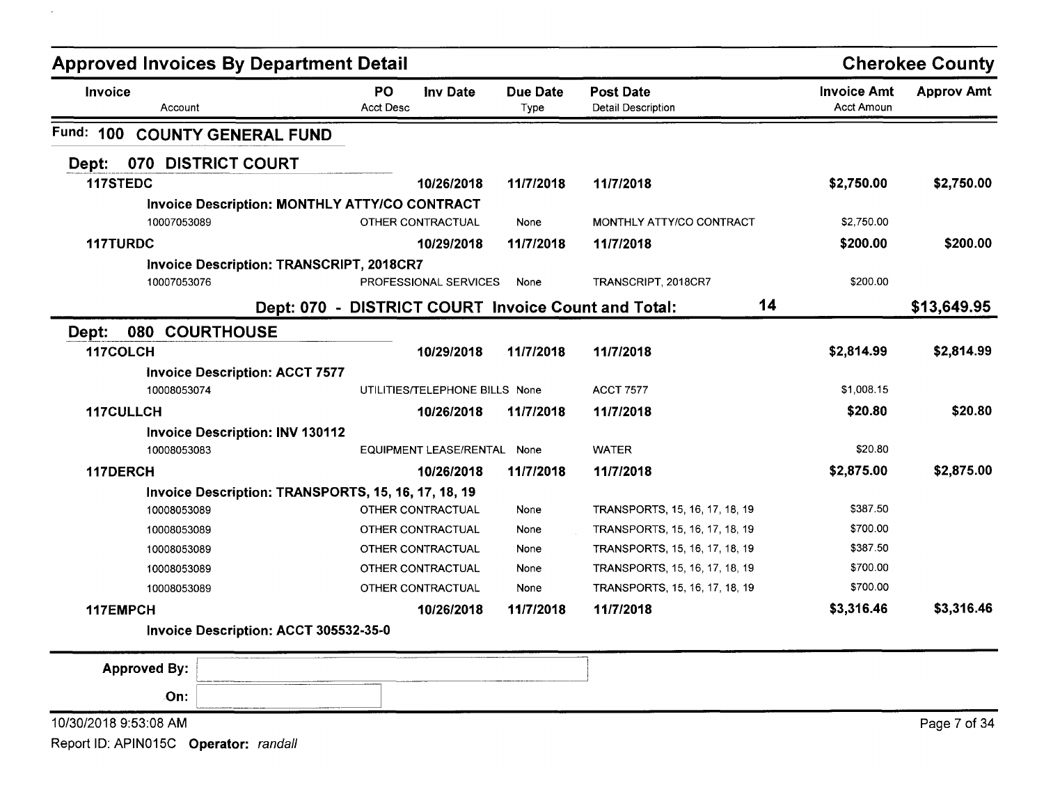## Approved Invoices By Department Detail

**Cherokee County**

| Invoice<br>Account | PO<br>Acct Desc | Inv Date | Due Date<br>Type | Post Date<br>Detail Description | Invoice Amt<br>Acct Amoun | Approv Amt |
|---|---|---|---|---|---|---|
| **Fund: 100 COUNTY GENERAL FUND** | | | | | | |
| **Dept: 070 DISTRICT COURT** | | | | | | |
| **117STEDC** | | **10/26/2018** | **11/7/2018** | **11/7/2018** | **$2,750.00** | **$2,750.00** |
| **Invoice Description: MONTHLY ATTY/CO CONTRACT** | | | | | | |
| 10007053089 | OTHER CONTRACTUAL | | None | MONTHLY ATTY/CO CONTRACT | $2,750.00 | |
| **117TURDC** | | **10/29/2018** | **11/7/2018** | **11/7/2018** | **$200.00** | **$200.00** |
| **Invoice Description: TRANSCRIPT, 2018CR7** | | | | | | |
| 10007053076 | PROFESSIONAL SERVICES | | None | TRANSCRIPT, 2018CR7 | $200.00 | |
| | **Dept: 070 - DISTRICT COURT Invoice Count and Total:** | | | **14** | | **$13,649.95** |
| **Dept: 080 COURTHOUSE** | | | | | | |
| **117COLCH** | | **10/29/2018** | **11/7/2018** | **11/7/2018** | **$2,814.99** | **$2,814.99** |
| **Invoice Description: ACCT 7577** | | | | | | |
| 10008053074 | UTILITIES/TELEPHONE BILLS | | None | ACCT 7577 | $1,008.15 | |
| **117CULLCH** | | **10/26/2018** | **11/7/2018** | **11/7/2018** | **$20.80** | **$20.80** |
| **Invoice Description: INV 130112** | | | | | | |
| 10008053083 | EQUIPMENT LEASE/RENTAL | | None | WATER | $20.80 | |
| **117DERCH** | | **10/26/2018** | **11/7/2018** | **11/7/2018** | **$2,875.00** | **$2,875.00** |
| **Invoice Description: TRANSPORTS, 15, 16, 17, 18, 19** | | | | | | |
| 10008053089 | OTHER CONTRACTUAL | | None | TRANSPORTS, 15, 16, 17, 18, 19 | $387.50 | |
| 10008053089 | OTHER CONTRACTUAL | | None | TRANSPORTS, 15, 16, 17, 18, 19 | $700.00 | |
| 10008053089 | OTHER CONTRACTUAL | | None | TRANSPORTS, 15, 16, 17, 18, 19 | $387.50 | |
| 10008053089 | OTHER CONTRACTUAL | | None | TRANSPORTS, 15, 16, 17, 18, 19 | $700.00 | |
| 10008053089 | OTHER CONTRACTUAL | | None | TRANSPORTS, 15, 16, 17, 18, 19 | $700.00 | |
| **117EMPCH** | | **10/26/2018** | **11/7/2018** | **11/7/2018** | **$3,316.46** | **$3,316.46** |
| **Invoice Description: ACCT 305532-35-0** | | | | | | |

**Approved By:**

**On:**

10/30/2018 9:53:08 AM

Report ID: APIN015C **Operator:** *randall*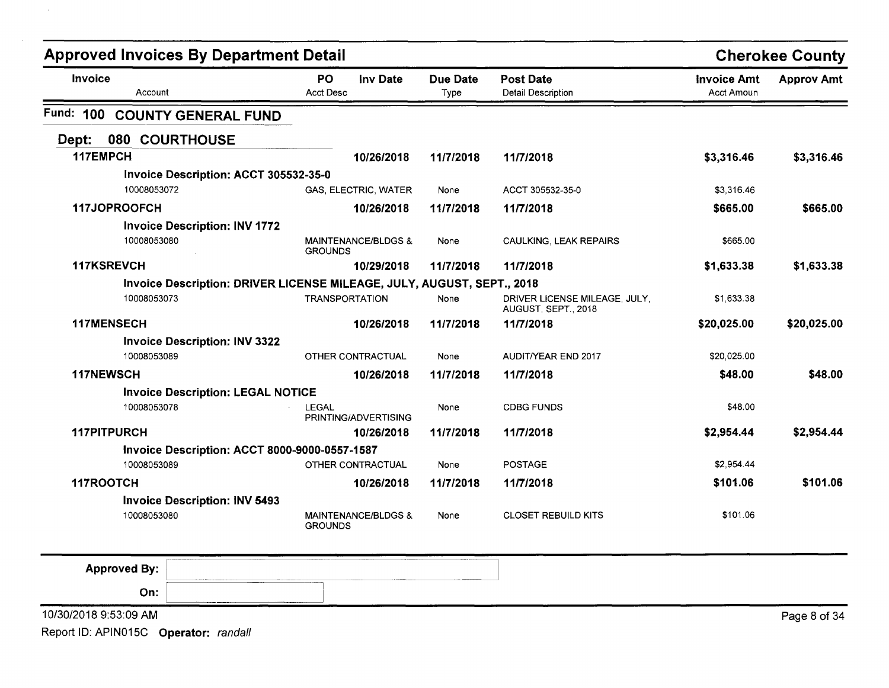# Approved Invoices By Department Detail

**Cherokee County**

| Invoice / Account | PO / Acct Desc | Inv Date | Due Date / Type | Post Date / Detail Description | Invoice Amt / Acct Amoun | Approv Amt |
|---|---|---|---|---|---|---|

## Fund: 100 COUNTY GENERAL FUND

### Dept: 080 COURTHOUSE

| Invoice / Account | PO / Acct Desc | Inv Date | Due Date / Type | Post Date / Detail Description | Invoice Amt / Acct Amoun | Approv Amt |
|---|---|---|---|---|---|---|
| **117EMPCH** | | **10/26/2018** | **11/7/2018** | **11/7/2018** | **$3,316.46** | **$3,316.46** |
| **Invoice Description: ACCT 305532-35-0** | | | | | | |
| 10008053072 | GAS, ELECTRIC, WATER | | None | ACCT 305532-35-0 | $3,316.46 | |
| **117JOPROOFCH** | | **10/26/2018** | **11/7/2018** | **11/7/2018** | **$665.00** | **$665.00** |
| **Invoice Description: INV 1772** | | | | | | |
| 10008053080 | MAINTENANCE/BLDGS & GROUNDS | | None | CAULKING, LEAK REPAIRS | $665.00 | |
| **117KSREVCH** | | **10/29/2018** | **11/7/2018** | **11/7/2018** | **$1,633.38** | **$1,633.38** |
| **Invoice Description: DRIVER LICENSE MILEAGE, JULY, AUGUST, SEPT., 2018** | | | | | | |
| 10008053073 | TRANSPORTATION | | None | DRIVER LICENSE MILEAGE, JULY, AUGUST, SEPT., 2018 | $1,633.38 | |
| **117MENSECH** | | **10/26/2018** | **11/7/2018** | **11/7/2018** | **$20,025.00** | **$20,025.00** |
| **Invoice Description: INV 3322** | | | | | | |
| 10008053089 | OTHER CONTRACTUAL | | None | AUDIT/YEAR END 2017 | $20,025.00 | |
| **117NEWSCH** | | **10/26/2018** | **11/7/2018** | **11/7/2018** | **$48.00** | **$48.00** |
| **Invoice Description: LEGAL NOTICE** | | | | | | |
| 10008053078 | LEGAL PRINTING/ADVERTISING | | None | CDBG FUNDS | $48.00 | |
| **117PITPURCH** | | **10/26/2018** | **11/7/2018** | **11/7/2018** | **$2,954.44** | **$2,954.44** |
| **Invoice Description: ACCT 8000-9000-0557-1587** | | | | | | |
| 10008053089 | OTHER CONTRACTUAL | | None | POSTAGE | $2,954.44 | |
| **117ROOTCH** | | **10/26/2018** | **11/7/2018** | **11/7/2018** | **$101.06** | **$101.06** |
| **Invoice Description: INV 5493** | | | | | | |
| 10008053080 | MAINTENANCE/BLDGS & GROUNDS | | None | CLOSET REBUILD KITS | $101.06 | |

**Approved By:**

**On:**

10/30/2018 9:53:09 AM

Report ID: APIN015C **Operator:** *randall*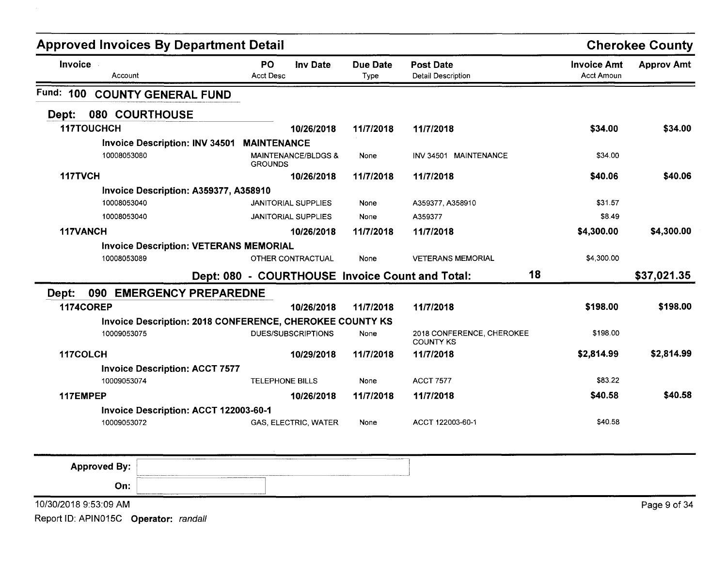## Approved Invoices By Department Detail

**Cherokee County**

| Invoice / Account | PO / Acct Desc | Inv Date | Due Date / Type | Post Date / Detail Description | Invoice Amt / Acct Amoun | Approv Amt |
|---|---|---|---|---|---|---|

### Fund: 100 COUNTY GENERAL FUND

#### Dept: 080 COURTHOUSE

| Invoice / Account | PO / Acct Desc | Inv Date | Due Date / Type | Post Date / Detail Description | Invoice Amt / Acct Amoun | Approv Amt |
|---|---|---|---|---|---|---|
| **117TOUCHCH** | | **10/26/2018** | **11/7/2018** | **11/7/2018** | **$34.00** | **$34.00** |
| **Invoice Description: INV 34501 MAINTENANCE** | | | | | | |
| 10008053080 | MAINTENANCE/BLDGS & GROUNDS | | None | INV 34501 MAINTENANCE | $34.00 | |
| **117TVCH** | | **10/26/2018** | **11/7/2018** | **11/7/2018** | **$40.06** | **$40.06** |
| **Invoice Description: A359377, A358910** | | | | | | |
| 10008053040 | JANITORIAL SUPPLIES | | None | A359377, A358910 | $31.57 | |
| 10008053040 | JANITORIAL SUPPLIES | | None | A359377 | $8.49 | |
| **117VANCH** | | **10/26/2018** | **11/7/2018** | **11/7/2018** | **$4,300.00** | **$4,300.00** |
| **Invoice Description: VETERANS MEMORIAL** | | | | | | |
| 10008053089 | OTHER CONTRACTUAL | | None | VETERANS MEMORIAL | $4,300.00 | |

**Dept: 080 - COURTHOUSE Invoice Count and Total: 18 — $37,021.35**

#### Dept: 090 EMERGENCY PREPAREDNE

| Invoice / Account | PO / Acct Desc | Inv Date | Due Date / Type | Post Date / Detail Description | Invoice Amt / Acct Amoun | Approv Amt |
|---|---|---|---|---|---|---|
| **1174COREP** | | **10/26/2018** | **11/7/2018** | **11/7/2018** | **$198.00** | **$198.00** |
| **Invoice Description: 2018 CONFERENCE, CHEROKEE COUNTY KS** | | | | | | |
| 10009053075 | DUES/SUBSCRIPTIONS | | None | 2018 CONFERENCE, CHEROKEE COUNTY KS | $198.00 | |
| **117COLCH** | | **10/29/2018** | **11/7/2018** | **11/7/2018** | **$2,814.99** | **$2,814.99** |
| **Invoice Description: ACCT 7577** | | | | | | |
| 10009053074 | TELEPHONE BILLS | | None | ACCT 7577 | $83.22 | |
| **117EMPEP** | | **10/26/2018** | **11/7/2018** | **11/7/2018** | **$40.58** | **$40.58** |
| **Invoice Description: ACCT 122003-60-1** | | | | | | |
| 10009053072 | GAS, ELECTRIC, WATER | | None | ACCT 122003-60-1 | $40.58 | |

**Approved By:**

**On:**

10/30/2018 9:53:09 AM

Report ID: APIN015C **Operator:** *randall*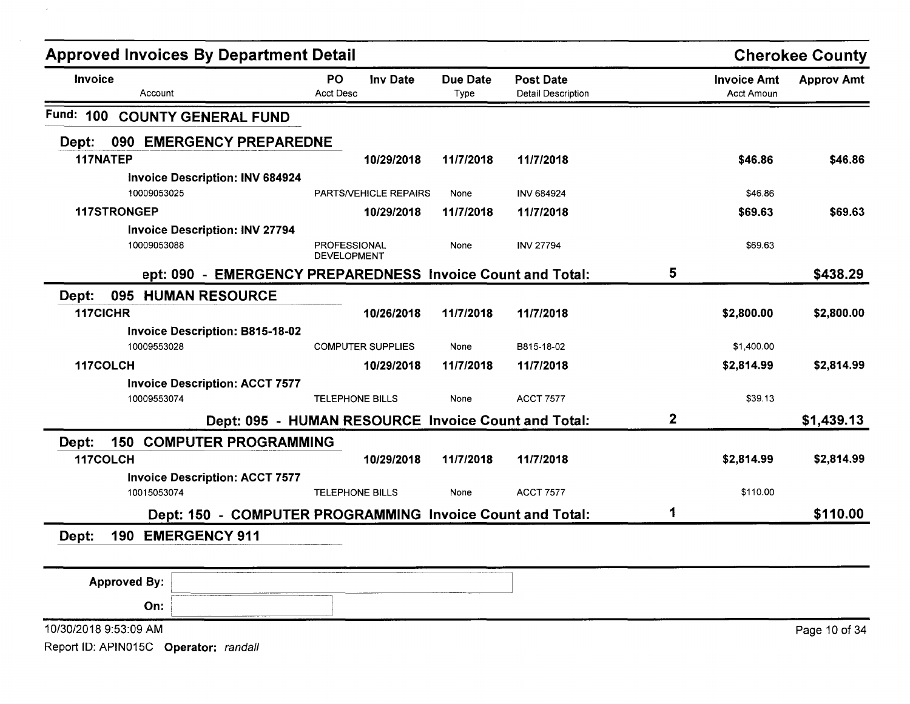## Approved Invoices By Department Detail

**Cherokee County**

| Invoice / Account | PO / Acct Desc | Inv Date | Due Date / Type | Post Date / Detail Description | | Invoice Amt / Acct Amoun | Approv Amt |
|---|---|---|---|---|---|---|---|

### Fund: 100 COUNTY GENERAL FUND

#### Dept: 090 EMERGENCY PREPAREDNE

| Invoice / Account | PO / Acct Desc | Inv Date | Due Date / Type | Post Date / Detail Description | | Invoice Amt / Acct Amoun | Approv Amt |
|---|---|---|---|---|---|---|---|
| **117NATEP** | | **10/29/2018** | **11/7/2018** | **11/7/2018** | | **$46.86** | **$46.86** |
| **Invoice Description: INV 684924** | | | | | | | |
| 10009053025 | PARTS/VEHICLE REPAIRS | | None | INV 684924 | | $46.86 | |
| **117STRONGEP** | | **10/29/2018** | **11/7/2018** | **11/7/2018** | | **$69.63** | **$69.63** |
| **Invoice Description: INV 27794** | | | | | | | |
| 10009053088 | PROFESSIONAL DEVELOPMENT | | None | INV 27794 | | $69.63 | |
| **ept: 090 - EMERGENCY PREPAREDNESS Invoice Count and Total:** | | | | | **5** | | **$438.29** |

#### Dept: 095 HUMAN RESOURCE

| Invoice / Account | PO / Acct Desc | Inv Date | Due Date / Type | Post Date / Detail Description | | Invoice Amt / Acct Amoun | Approv Amt |
|---|---|---|---|---|---|---|---|
| **117CICHR** | | **10/26/2018** | **11/7/2018** | **11/7/2018** | | **$2,800.00** | **$2,800.00** |
| **Invoice Description: B815-18-02** | | | | | | | |
| 10009553028 | COMPUTER SUPPLIES | | None | B815-18-02 | | $1,400.00 | |
| **117COLCH** | | **10/29/2018** | **11/7/2018** | **11/7/2018** | | **$2,814.99** | **$2,814.99** |
| **Invoice Description: ACCT 7577** | | | | | | | |
| 10009553074 | TELEPHONE BILLS | | None | ACCT 7577 | | $39.13 | |
| **Dept: 095 - HUMAN RESOURCE Invoice Count and Total:** | | | | | **2** | | **$1,439.13** |

#### Dept: 150 COMPUTER PROGRAMMING

| Invoice / Account | PO / Acct Desc | Inv Date | Due Date / Type | Post Date / Detail Description | | Invoice Amt / Acct Amoun | Approv Amt |
|---|---|---|---|---|---|---|---|
| **117COLCH** | | **10/29/2018** | **11/7/2018** | **11/7/2018** | | **$2,814.99** | **$2,814.99** |
| **Invoice Description: ACCT 7577** | | | | | | | |
| 10015053074 | TELEPHONE BILLS | | None | ACCT 7577 | | $110.00 | |
| **Dept: 150 - COMPUTER PROGRAMMING Invoice Count and Total:** | | | | | **1** | | **$110.00** |

#### Dept: 190 EMERGENCY 911

**Approved By:**

**On:**

10/30/2018 9:53:09 AM

Report ID: APIN015C **Operator:** *randall*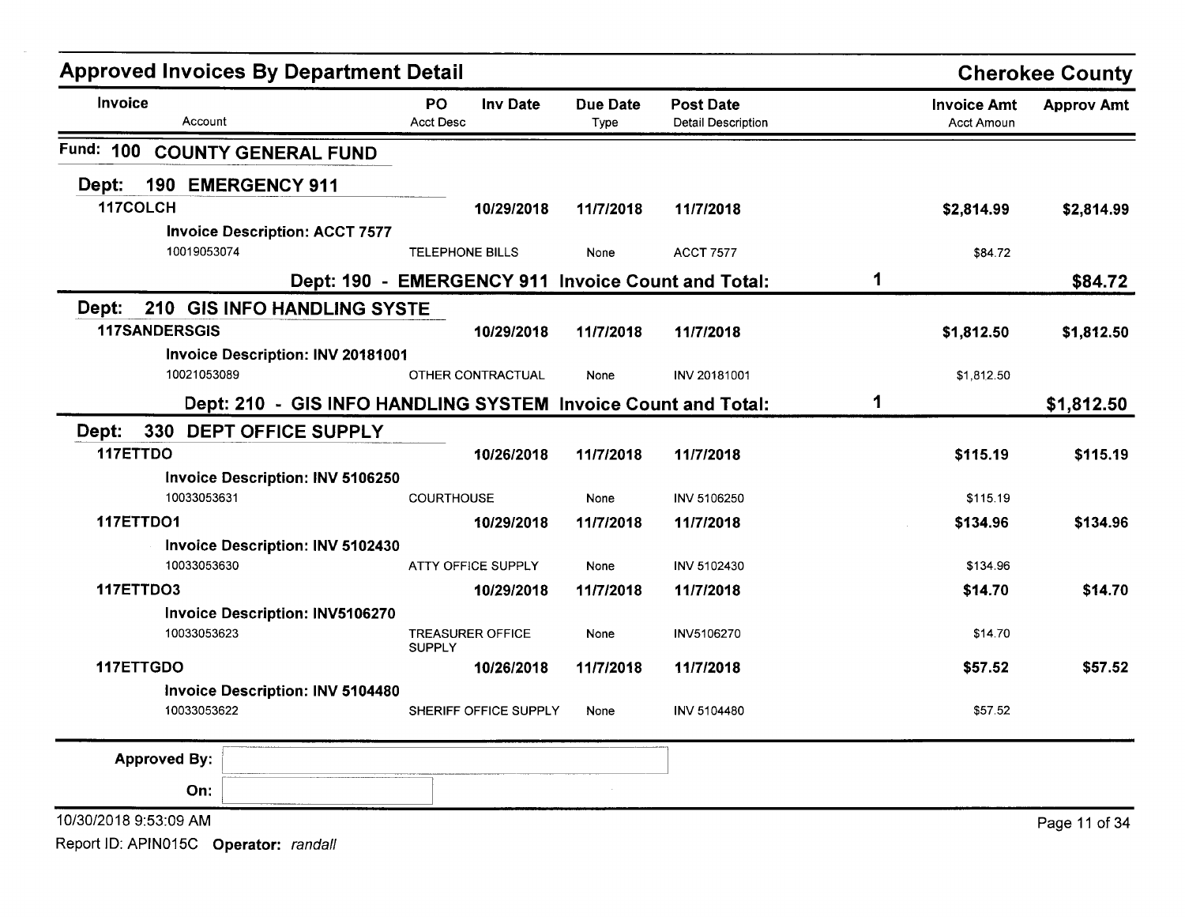## Approved Invoices By Department Detail

**Cherokee County**

| Invoice / Account | PO / Acct Desc | Inv Date | Due Date / Type | Post Date / Detail Description | | Invoice Amt / Acct Amoun | Approv Amt |
|---|---|---|---|---|---|---|---|
| **Fund: 100 COUNTY GENERAL FUND** | | | | | | | |
| **Dept: 190 EMERGENCY 911** | | | | | | | |
| **117COLCH** | | **10/29/2018** | **11/7/2018** | **11/7/2018** | | **$2,814.99** | **$2,814.99** |
| **Invoice Description: ACCT 7577** | | | | | | | |
| 10019053074 | TELEPHONE BILLS | | None | ACCT 7577 | | $84.72 | |
| **Dept: 190 - EMERGENCY 911 Invoice Count and Total:** | | | | | **1** | | **$84.72** |
| **Dept: 210 GIS INFO HANDLING SYSTE** | | | | | | | |
| **117SANDERSGIS** | | **10/29/2018** | **11/7/2018** | **11/7/2018** | | **$1,812.50** | **$1,812.50** |
| **Invoice Description: INV 20181001** | | | | | | | |
| 10021053089 | OTHER CONTRACTUAL | | None | INV 20181001 | | $1,812.50 | |
| **Dept: 210 - GIS INFO HANDLING SYSTEM Invoice Count and Total:** | | | | | **1** | | **$1,812.50** |
| **Dept: 330 DEPT OFFICE SUPPLY** | | | | | | | |
| **117ETTDO** | | **10/26/2018** | **11/7/2018** | **11/7/2018** | | **$115.19** | **$115.19** |
| **Invoice Description: INV 5106250** | | | | | | | |
| 10033053631 | COURTHOUSE | | None | INV 5106250 | | $115.19 | |
| **117ETTDO1** | | **10/29/2018** | **11/7/2018** | **11/7/2018** | | **$134.96** | **$134.96** |
| **Invoice Description: INV 5102430** | | | | | | | |
| 10033053630 | ATTY OFFICE SUPPLY | | None | INV 5102430 | | $134.96 | |
| **117ETTDO3** | | **10/29/2018** | **11/7/2018** | **11/7/2018** | | **$14.70** | **$14.70** |
| **Invoice Description: INV5106270** | | | | | | | |
| 10033053623 | TREASURER OFFICE SUPPLY | | None | INV5106270 | | $14.70 | |
| **117ETTGDO** | | **10/26/2018** | **11/7/2018** | **11/7/2018** | | **$57.52** | **$57.52** |
| **Invoice Description: INV 5104480** | | | | | | | |
| 10033053622 | SHERIFF OFFICE SUPPLY | | None | INV 5104480 | | $57.52 | |

**Approved By:** 

**On:** 

10/30/2018 9:53:09 AM

Report ID: APIN015C **Operator:** *randall*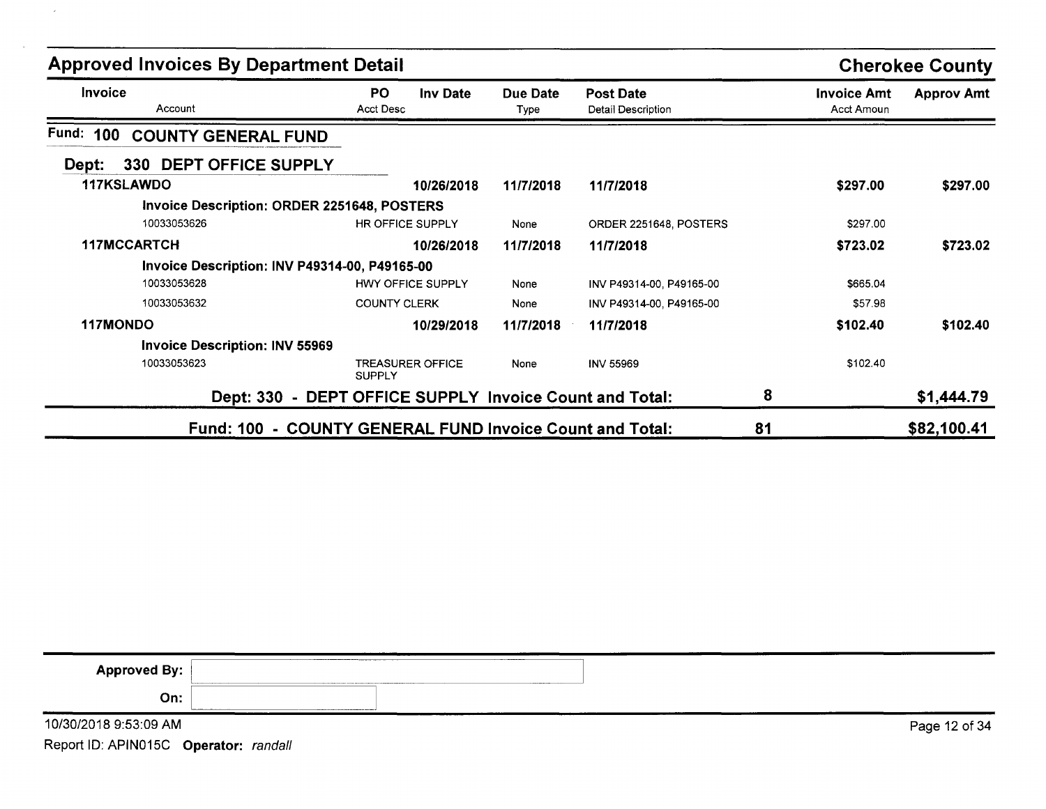## Approved Invoices By Department Detail

**Cherokee County**

| Invoice / Account | PO / Acct Desc | Inv Date | Due Date / Type | Post Date / Detail Description | Invoice Amt / Acct Amoun | Approv Amt |
|---|---|---|---|---|---|---|

### Fund: 100 COUNTY GENERAL FUND

#### Dept: 330 DEPT OFFICE SUPPLY

| Invoice / Account | PO / Acct Desc | Inv Date | Due Date / Type | Post Date / Detail Description | Invoice Amt / Acct Amoun | Approv Amt |
|---|---|---|---|---|---|---|
| **117KSLAWDO** | | **10/26/2018** | **11/7/2018** | **11/7/2018** | **$297.00** | **$297.00** |
| **Invoice Description: ORDER 2251648, POSTERS** | | | | | | |
| 10033053626 | HR OFFICE SUPPLY | | None | ORDER 2251648, POSTERS | $297.00 | |
| **117MCCARTCH** | | **10/26/2018** | **11/7/2018** | **11/7/2018** | **$723.02** | **$723.02** |
| **Invoice Description: INV P49314-00, P49165-00** | | | | | | |
| 10033053628 | HWY OFFICE SUPPLY | | None | INV P49314-00, P49165-00 | $665.04 | |
| 10033053632 | COUNTY CLERK | | None | INV P49314-00, P49165-00 | $57.98 | |
| **117MONDO** | | **10/29/2018** | **11/7/2018** | **11/7/2018** | **$102.40** | **$102.40** |
| **Invoice Description: INV 55969** | | | | | | |
| 10033053623 | TREASURER OFFICE SUPPLY | | None | INV 55969 | $102.40 | |

**Dept: 330 - DEPT OFFICE SUPPLY Invoice Count and Total: 8 — $1,444.79**

**Fund: 100 - COUNTY GENERAL FUND Invoice Count and Total: 81 — $82,100.41**

**Approved By:**

**On:**

10/30/2018 9:53:09 AM

Report ID: APIN015C **Operator:** *randall*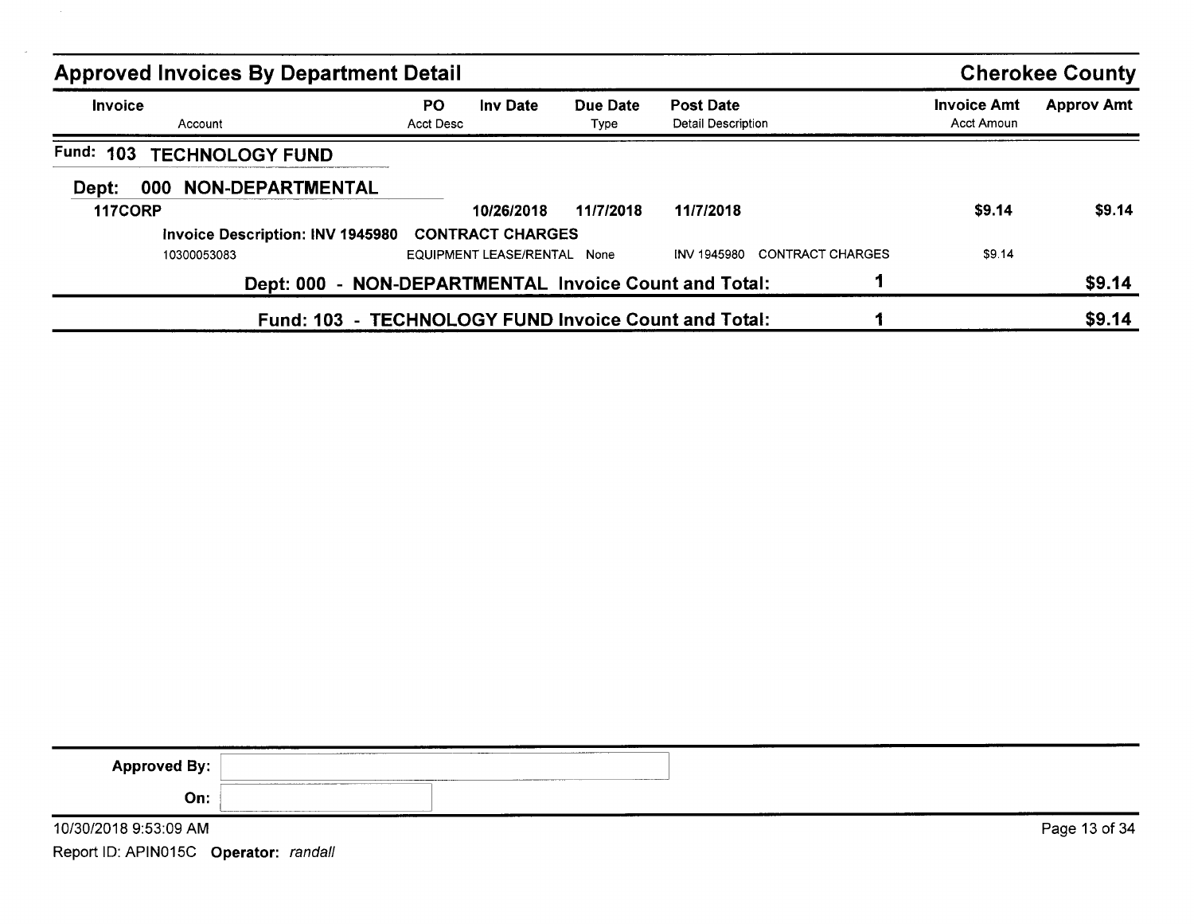## Approved Invoices By Department Detail

**Cherokee County**

| Invoice / Account | PO / Acct Desc | Inv Date | Due Date / Type | Post Date / Detail Description | Invoice Amt / Acct Amoun | Approv Amt |
|---|---|---|---|---|---|---|
| **Fund: 103 TECHNOLOGY FUND** | | | | | | |
| **Dept: 000 NON-DEPARTMENTAL** | | | | | | |
| **117CORP** | | **10/26/2018** | **11/7/2018** | **11/7/2018** | **$9.14** | **$9.14** |
| **Invoice Description: INV 1945980** | **CONTRACT CHARGES** | | | | | |
| 10300053083 | EQUIPMENT LEASE/RENTAL | | None | INV 1945980 CONTRACT CHARGES | $9.14 | |
| **Dept: 000 - NON-DEPARTMENTAL Invoice Count and Total:** | | | | **1** | | **$9.14** |
| **Fund: 103 - TECHNOLOGY FUND Invoice Count and Total:** | | | | **1** | | **$9.14** |

**Approved By:** 

**On:** 

10/30/2018 9:53:09 AM

Report ID: APIN015C **Operator:** *randall*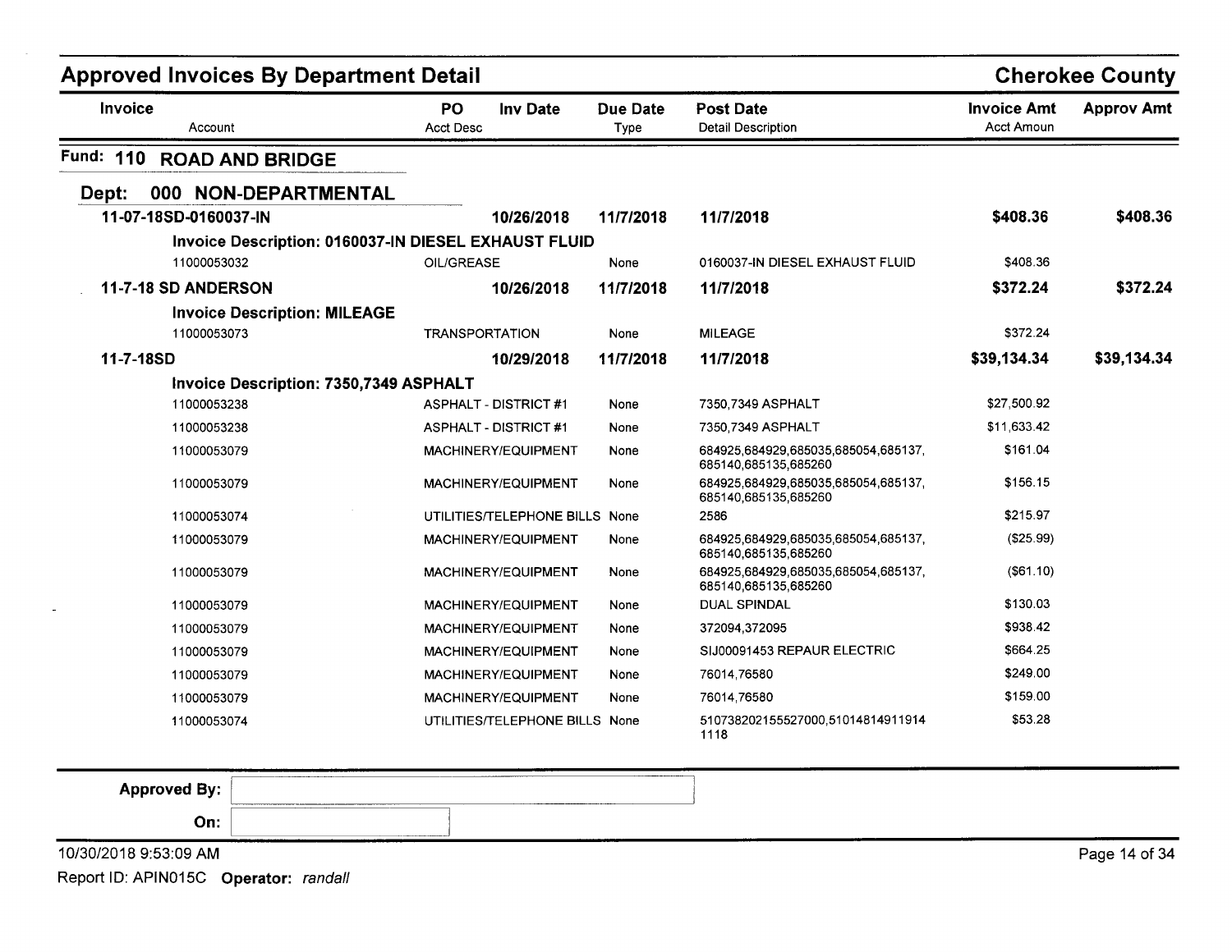# Approved Invoices By Department Detail

**Cherokee County**

| Invoice / Account | PO / Acct Desc | Inv Date | Due Date / Type | Post Date / Detail Description | Invoice Amt / Acct Amoun | Approv Amt |
|---|---|---|---|---|---|---|

## Fund: 110 ROAD AND BRIDGE

### Dept: 000 NON-DEPARTMENTAL

| Invoice / Account | PO / Acct Desc | Inv Date | Due Date / Type | Post Date / Detail Description | Invoice Amt / Acct Amoun | Approv Amt |
|---|---|---|---|---|---|---|
| **11-07-18SD-0160037-IN** | | **10/26/2018** | **11/7/2018** | **11/7/2018** | **$408.36** | **$408.36** |
| **Invoice Description: 0160037-IN DIESEL EXHAUST FLUID** | | | | | | |
| 11000053032 | OIL/GREASE | | None | 0160037-IN DIESEL EXHAUST FLUID | $408.36 | |
| **11-7-18 SD ANDERSON** | | **10/26/2018** | **11/7/2018** | **11/7/2018** | **$372.24** | **$372.24** |
| **Invoice Description: MILEAGE** | | | | | | |
| 11000053073 | TRANSPORTATION | | None | MILEAGE | $372.24 | |
| **11-7-18SD** | | **10/29/2018** | **11/7/2018** | **11/7/2018** | **$39,134.34** | **$39,134.34** |
| **Invoice Description: 7350,7349 ASPHALT** | | | | | | |
| 11000053238 | ASPHALT - DISTRICT #1 | | None | 7350,7349 ASPHALT | $27,500.92 | |
| 11000053238 | ASPHALT - DISTRICT #1 | | None | 7350,7349 ASPHALT | $11,633.42 | |
| 11000053079 | MACHINERY/EQUIPMENT | | None | 684925,684929,685035,685054,685137, 685140,685135,685260 | $161.04 | |
| 11000053079 | MACHINERY/EQUIPMENT | | None | 684925,684929,685035,685054,685137, 685140,685135,685260 | $156.15 | |
| 11000053074 | UTILITIES/TELEPHONE BILLS | | None | 2586 | $215.97 | |
| 11000053079 | MACHINERY/EQUIPMENT | | None | 684925,684929,685035,685054,685137, 685140,685135,685260 | ($25.99) | |
| 11000053079 | MACHINERY/EQUIPMENT | | None | 684925,684929,685035,685054,685137, 685140,685135,685260 | ($61.10) | |
| 11000053079 | MACHINERY/EQUIPMENT | | None | DUAL SPINDAL | $130.03 | |
| 11000053079 | MACHINERY/EQUIPMENT | | None | 372094,372095 | $938.42 | |
| 11000053079 | MACHINERY/EQUIPMENT | | None | SIJ00091453 REPAUR ELECTRIC | $664.25 | |
| 11000053079 | MACHINERY/EQUIPMENT | | None | 76014,76580 | $249.00 | |
| 11000053079 | MACHINERY/EQUIPMENT | | None | 76014,76580 | $159.00 | |
| 11000053074 | UTILITIES/TELEPHONE BILLS | | None | 510738202155527000,51014814911914 1118 | $53.28 | |

**Approved By:**

**On:**

10/30/2018 9:53:09 AM

Report ID: APIN015C **Operator:** *randall*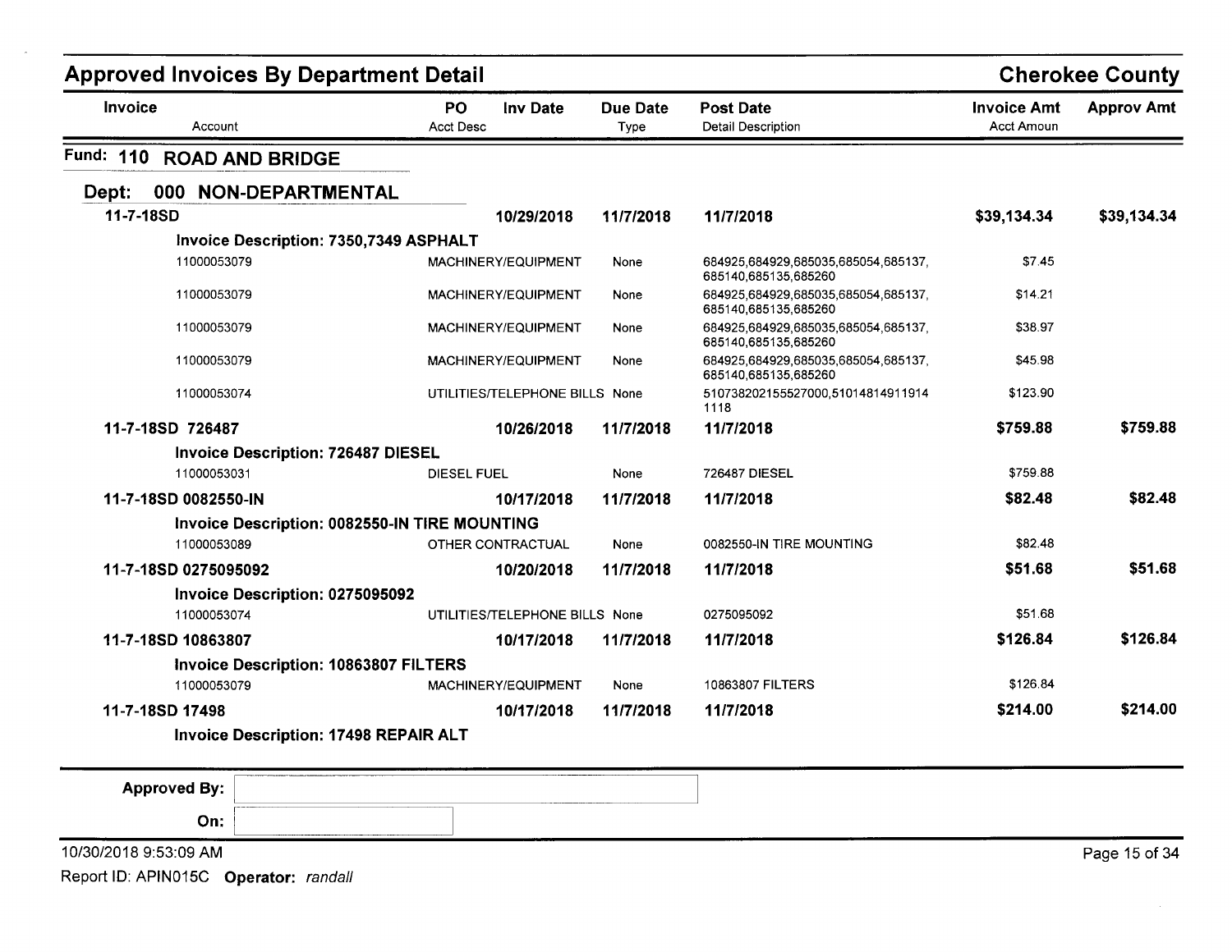## Approved Invoices By Department Detail

**Cherokee County**

| Invoice / Account | PO / Acct Desc | Inv Date | Due Date / Type | Post Date / Detail Description | Invoice Amt / Acct Amoun | Approv Amt |
|---|---|---|---|---|---|---|

### Fund: 110 ROAD AND BRIDGE

#### Dept: 000 NON-DEPARTMENTAL

| Invoice / Account | PO / Acct Desc | Inv Date | Due Date / Type | Post Date / Detail Description | Invoice Amt / Acct Amoun | Approv Amt |
|---|---|---|---|---|---|---|
| **11-7-18SD** | | **10/29/2018** | **11/7/2018** | **11/7/2018** | **$39,134.34** | **$39,134.34** |
| **Invoice Description: 7350,7349 ASPHALT** | | | | | | |
| 11000053079 | MACHINERY/EQUIPMENT | | None | 684925,684929,685035,685054,685137, 685140,685135,685260 | $7.45 | |
| 11000053079 | MACHINERY/EQUIPMENT | | None | 684925,684929,685035,685054,685137, 685140,685135,685260 | $14.21 | |
| 11000053079 | MACHINERY/EQUIPMENT | | None | 684925,684929,685035,685054,685137, 685140,685135,685260 | $38.97 | |
| 11000053079 | MACHINERY/EQUIPMENT | | None | 684925,684929,685035,685054,685137, 685140,685135,685260 | $45.98 | |
| 11000053074 | UTILITIES/TELEPHONE BILLS | | None | 510738202155527000,51014814911914 1118 | $123.90 | |
| **11-7-18SD 726487** | | **10/26/2018** | **11/7/2018** | **11/7/2018** | **$759.88** | **$759.88** |
| **Invoice Description: 726487 DIESEL** | | | | | | |
| 11000053031 | DIESEL FUEL | | None | 726487 DIESEL | $759.88 | |
| **11-7-18SD 0082550-IN** | | **10/17/2018** | **11/7/2018** | **11/7/2018** | **$82.48** | **$82.48** |
| **Invoice Description: 0082550-IN TIRE MOUNTING** | | | | | | |
| 11000053089 | OTHER CONTRACTUAL | | None | 0082550-IN TIRE MOUNTING | $82.48 | |
| **11-7-18SD 0275095092** | | **10/20/2018** | **11/7/2018** | **11/7/2018** | **$51.68** | **$51.68** |
| **Invoice Description: 0275095092** | | | | | | |
| 11000053074 | UTILITIES/TELEPHONE BILLS | | None | 0275095092 | $51.68 | |
| **11-7-18SD 10863807** | | **10/17/2018** | **11/7/2018** | **11/7/2018** | **$126.84** | **$126.84** |
| **Invoice Description: 10863807 FILTERS** | | | | | | |
| 11000053079 | MACHINERY/EQUIPMENT | | None | 10863807 FILTERS | $126.84 | |
| **11-7-18SD 17498** | | **10/17/2018** | **11/7/2018** | **11/7/2018** | **$214.00** | **$214.00** |
| **Invoice Description: 17498 REPAIR ALT** | | | | | | |

**Approved By:** 

**On:** 

10/30/2018 9:53:09 AM

Report ID: APIN015C **Operator:** *randall*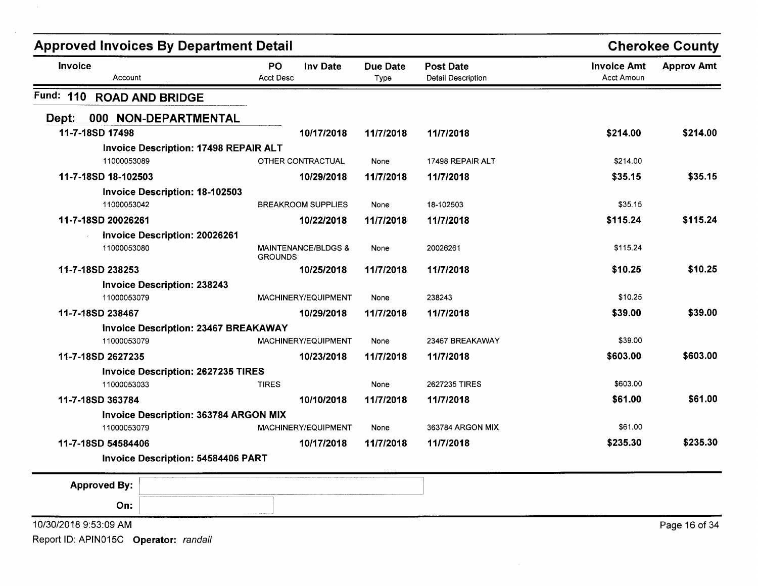## Approved Invoices By Department Detail

**Cherokee County**

| Invoice | PO | Inv Date | Due Date | Post Date | Invoice Amt | Approv Amt |
|---|---|---|---|---|---|---|
| Account | Acct Desc | | Type | Detail Description | Acct Amoun | |

### Fund: 110 ROAD AND BRIDGE

#### Dept: 000 NON-DEPARTMENTAL

| Invoice / Account | PO / Acct Desc | Inv Date | Due Date / Type | Post Date / Detail Description | Invoice Amt / Acct Amoun | Approv Amt |
|---|---|---|---|---|---|---|
| **11-7-18SD 17498** | | **10/17/2018** | **11/7/2018** | **11/7/2018** | **$214.00** | **$214.00** |
| **Invoice Description: 17498 REPAIR ALT** | | | | | | |
| 11000053089 | OTHER CONTRACTUAL | | None | 17498 REPAIR ALT | $214.00 | |
| **11-7-18SD 18-102503** | | **10/29/2018** | **11/7/2018** | **11/7/2018** | **$35.15** | **$35.15** |
| **Invoice Description: 18-102503** | | | | | | |
| 11000053042 | BREAKROOM SUPPLIES | | None | 18-102503 | $35.15 | |
| **11-7-18SD 20026261** | | **10/22/2018** | **11/7/2018** | **11/7/2018** | **$115.24** | **$115.24** |
| **Invoice Description: 20026261** | | | | | | |
| 11000053080 | MAINTENANCE/BLDGS & GROUNDS | | None | 20026261 | $115.24 | |
| **11-7-18SD 238253** | | **10/25/2018** | **11/7/2018** | **11/7/2018** | **$10.25** | **$10.25** |
| **Invoice Description: 238243** | | | | | | |
| 11000053079 | MACHINERY/EQUIPMENT | | None | 238243 | $10.25 | |
| **11-7-18SD 238467** | | **10/29/2018** | **11/7/2018** | **11/7/2018** | **$39.00** | **$39.00** |
| **Invoice Description: 23467 BREAKAWAY** | | | | | | |
| 11000053079 | MACHINERY/EQUIPMENT | | None | 23467 BREAKAWAY | $39.00 | |
| **11-7-18SD 2627235** | | **10/23/2018** | **11/7/2018** | **11/7/2018** | **$603.00** | **$603.00** |
| **Invoice Description: 2627235 TIRES** | | | | | | |
| 11000053033 | TIRES | | None | 2627235 TIRES | $603.00 | |
| **11-7-18SD 363784** | | **10/10/2018** | **11/7/2018** | **11/7/2018** | **$61.00** | **$61.00** |
| **Invoice Description: 363784 ARGON MIX** | | | | | | |
| 11000053079 | MACHINERY/EQUIPMENT | | None | 363784 ARGON MIX | $61.00 | |
| **11-7-18SD 54584406** | | **10/17/2018** | **11/7/2018** | **11/7/2018** | **$235.30** | **$235.30** |
| **Invoice Description: 54584406 PART** | | | | | | |

**Approved By:** 

**On:** 

10/30/2018 9:53:09 AM

Report ID: APIN015C **Operator:** *randall*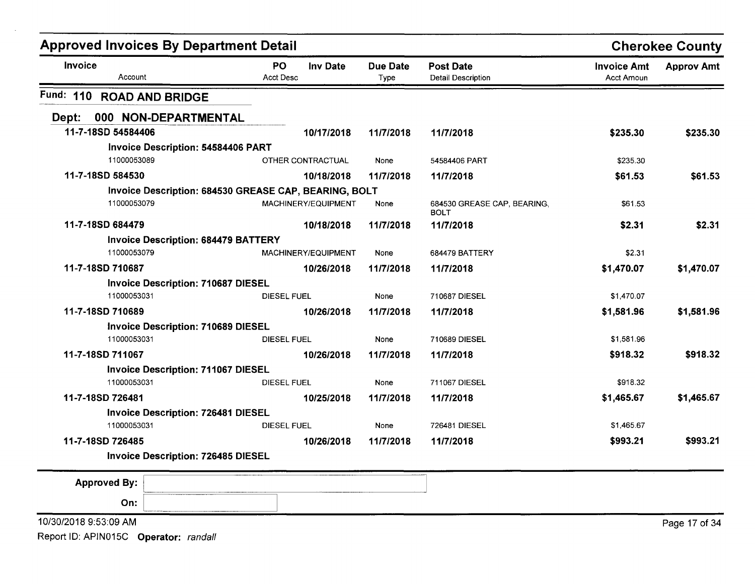## Approved Invoices By Department Detail

**Cherokee County**

| Invoice | PO | Inv Date | Due Date | Post Date | Invoice Amt | Approv Amt |
|---|---|---|---|---|---|---|
| Account | Acct Desc | | Type | Detail Description | Acct Amoun | |

### Fund: 110 ROAD AND BRIDGE

#### Dept: 000 NON-DEPARTMENTAL

| Invoice / Account | PO / Acct Desc | Inv Date | Due Date / Type | Post Date / Detail Description | Invoice Amt / Acct Amoun | Approv Amt |
|---|---|---|---|---|---|---|
| **11-7-18SD 54584406** | | **10/17/2018** | **11/7/2018** | **11/7/2018** | **$235.30** | **$235.30** |
| **Invoice Description: 54584406 PART** | | | | | | |
| 11000053089 | OTHER CONTRACTUAL | | None | 54584406 PART | $235.30 | |
| **11-7-18SD 584530** | | **10/18/2018** | **11/7/2018** | **11/7/2018** | **$61.53** | **$61.53** |
| **Invoice Description: 684530 GREASE CAP, BEARING, BOLT** | | | | | | |
| 11000053079 | MACHINERY/EQUIPMENT | | None | 684530 GREASE CAP, BEARING, BOLT | $61.53 | |
| **11-7-18SD 684479** | | **10/18/2018** | **11/7/2018** | **11/7/2018** | **$2.31** | **$2.31** |
| **Invoice Description: 684479 BATTERY** | | | | | | |
| 11000053079 | MACHINERY/EQUIPMENT | | None | 684479 BATTERY | $2.31 | |
| **11-7-18SD 710687** | | **10/26/2018** | **11/7/2018** | **11/7/2018** | **$1,470.07** | **$1,470.07** |
| **Invoice Description: 710687 DIESEL** | | | | | | |
| 11000053031 | DIESEL FUEL | | None | 710687 DIESEL | $1,470.07 | |
| **11-7-18SD 710689** | | **10/26/2018** | **11/7/2018** | **11/7/2018** | **$1,581.96** | **$1,581.96** |
| **Invoice Description: 710689 DIESEL** | | | | | | |
| 11000053031 | DIESEL FUEL | | None | 710689 DIESEL | $1,581.96 | |
| **11-7-18SD 711067** | | **10/26/2018** | **11/7/2018** | **11/7/2018** | **$918.32** | **$918.32** |
| **Invoice Description: 711067 DIESEL** | | | | | | |
| 11000053031 | DIESEL FUEL | | None | 711067 DIESEL | $918.32 | |
| **11-7-18SD 726481** | | **10/25/2018** | **11/7/2018** | **11/7/2018** | **$1,465.67** | **$1,465.67** |
| **Invoice Description: 726481 DIESEL** | | | | | | |
| 11000053031 | DIESEL FUEL | | None | 726481 DIESEL | $1,465.67 | |
| **11-7-18SD 726485** | | **10/26/2018** | **11/7/2018** | **11/7/2018** | **$993.21** | **$993.21** |
| **Invoice Description: 726485 DIESEL** | | | | | | |

**Approved By:** ____________________

**On:** ____________________

10/30/2018 9:53:09 AM

Report ID: APIN015C **Operator:** *randall*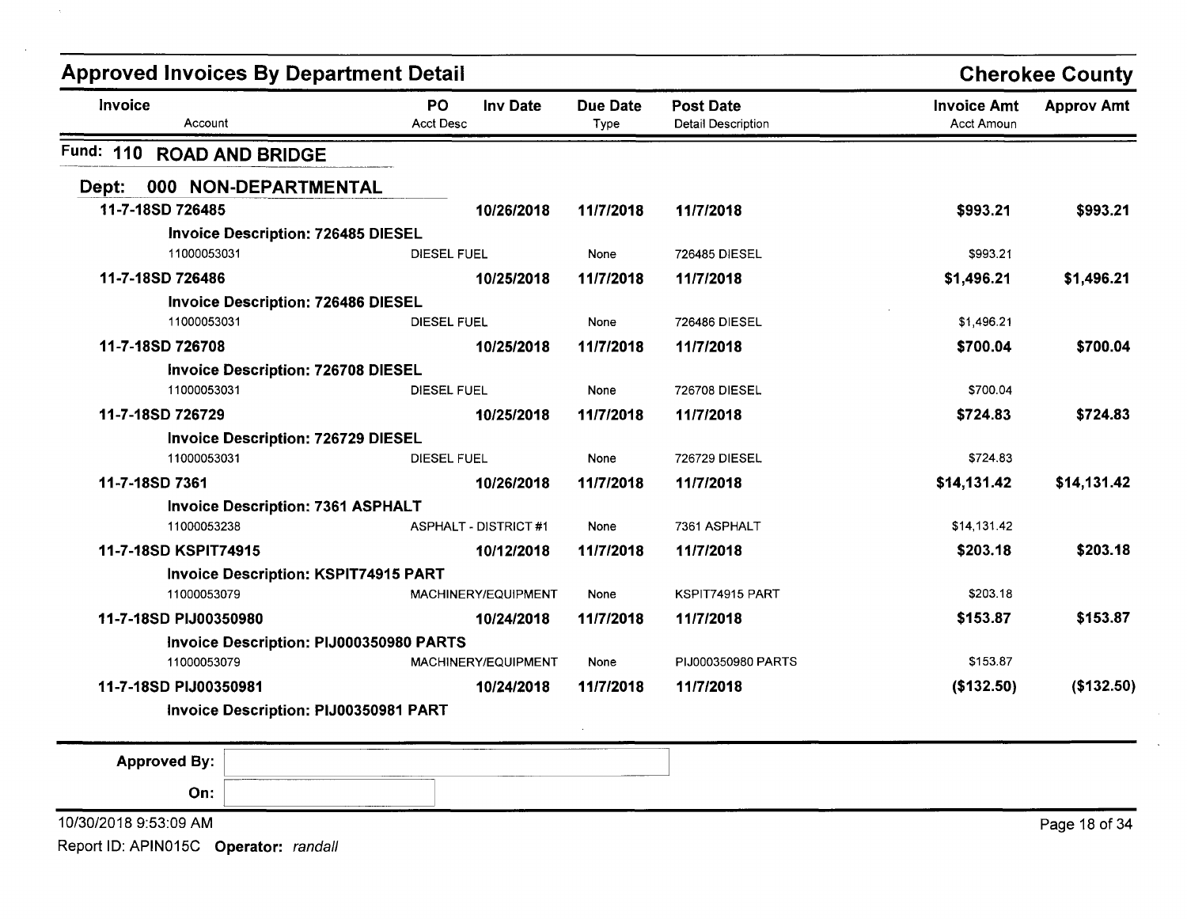## Approved Invoices By Department Detail

**Cherokee County**

| Invoice / Account | PO / Acct Desc | Inv Date | Due Date / Type | Post Date / Detail Description | Invoice Amt / Acct Amoun | Approv Amt |
|---|---|---|---|---|---|---|

### Fund: 110 ROAD AND BRIDGE

#### Dept: 000 NON-DEPARTMENTAL

| Invoice / Account | PO / Acct Desc | Inv Date | Due Date / Type | Post Date / Detail Description | Invoice Amt / Acct Amoun | Approv Amt |
|---|---|---|---|---|---|---|
| **11-7-18SD 726485** | | **10/26/2018** | **11/7/2018** | **11/7/2018** | **$993.21** | **$993.21** |
| **Invoice Description: 726485 DIESEL** | | | | | | |
| 11000053031 | DIESEL FUEL | | None | 726485 DIESEL | $993.21 | |
| **11-7-18SD 726486** | | **10/25/2018** | **11/7/2018** | **11/7/2018** | **$1,496.21** | **$1,496.21** |
| **Invoice Description: 726486 DIESEL** | | | | | | |
| 11000053031 | DIESEL FUEL | | None | 726486 DIESEL | $1,496.21 | |
| **11-7-18SD 726708** | | **10/25/2018** | **11/7/2018** | **11/7/2018** | **$700.04** | **$700.04** |
| **Invoice Description: 726708 DIESEL** | | | | | | |
| 11000053031 | DIESEL FUEL | | None | 726708 DIESEL | $700.04 | |
| **11-7-18SD 726729** | | **10/25/2018** | **11/7/2018** | **11/7/2018** | **$724.83** | **$724.83** |
| **Invoice Description: 726729 DIESEL** | | | | | | |
| 11000053031 | DIESEL FUEL | | None | 726729 DIESEL | $724.83 | |
| **11-7-18SD 7361** | | **10/26/2018** | **11/7/2018** | **11/7/2018** | **$14,131.42** | **$14,131.42** |
| **Invoice Description: 7361 ASPHALT** | | | | | | |
| 11000053238 | ASPHALT - DISTRICT #1 | | None | 7361 ASPHALT | $14,131.42 | |
| **11-7-18SD KSPIT74915** | | **10/12/2018** | **11/7/2018** | **11/7/2018** | **$203.18** | **$203.18** |
| **Invoice Description: KSPIT74915 PART** | | | | | | |
| 11000053079 | MACHINERY/EQUIPMENT | | None | KSPIT74915 PART | $203.18 | |
| **11-7-18SD PIJ00350980** | | **10/24/2018** | **11/7/2018** | **11/7/2018** | **$153.87** | **$153.87** |
| **Invoice Description: PIJ000350980 PARTS** | | | | | | |
| 11000053079 | MACHINERY/EQUIPMENT | | None | PIJ000350980 PARTS | $153.87 | |
| **11-7-18SD PIJ00350981** | | **10/24/2018** | **11/7/2018** | **11/7/2018** | **($132.50)** | **($132.50)** |
| **Invoice Description: PIJ00350981 PART** | | | | | | |

**Approved By:** 

**On:** 

10/30/2018 9:53:09 AM

Report ID: APIN015C **Operator:** *randall*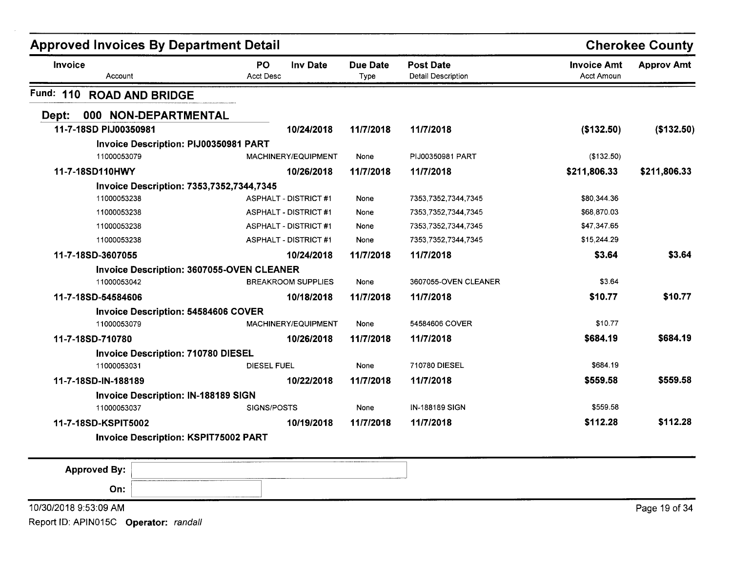# Approved Invoices By Department Detail

**Cherokee County**

| Invoice<br>Account | PO<br>Acct Desc | Inv Date | Due Date<br>Type | Post Date<br>Detail Description | Invoice Amt<br>Acct Amoun | Approv Amt |
|---|---|---|---|---|---|---|

## Fund: 110 ROAD AND BRIDGE

### Dept: 000 NON-DEPARTMENTAL

| Invoice<br>Account | PO<br>Acct Desc | Inv Date | Due Date<br>Type | Post Date<br>Detail Description | Invoice Amt<br>Acct Amoun | Approv Amt |
|---|---|---|---|---|---|---|
| **11-7-18SD PIJ00350981** | | **10/24/2018** | **11/7/2018** | **11/7/2018** | **($132.50)** | **($132.50)** |
| **Invoice Description: PIJ00350981 PART** | | | | | | |
| 11000053079 | MACHINERY/EQUIPMENT | | None | PIJ00350981 PART | ($132.50) | |
| **11-7-18SD110HWY** | | **10/26/2018** | **11/7/2018** | **11/7/2018** | **$211,806.33** | **$211,806.33** |
| **Invoice Description: 7353,7352,7344,7345** | | | | | | |
| 11000053238 | ASPHALT - DISTRICT #1 | | None | 7353,7352,7344,7345 | $80,344.36 | |
| 11000053238 | ASPHALT - DISTRICT #1 | | None | 7353,7352,7344,7345 | $68,870.03 | |
| 11000053238 | ASPHALT - DISTRICT #1 | | None | 7353,7352,7344,7345 | $47,347.65 | |
| 11000053238 | ASPHALT - DISTRICT #1 | | None | 7353,7352,7344,7345 | $15,244.29 | |
| **11-7-18SD-3607055** | | **10/24/2018** | **11/7/2018** | **11/7/2018** | **$3.64** | **$3.64** |
| **Invoice Description: 3607055-OVEN CLEANER** | | | | | | |
| 11000053042 | BREAKROOM SUPPLIES | | None | 3607055-OVEN CLEANER | $3.64 | |
| **11-7-18SD-54584606** | | **10/18/2018** | **11/7/2018** | **11/7/2018** | **$10.77** | **$10.77** |
| **Invoice Description: 54584606 COVER** | | | | | | |
| 11000053079 | MACHINERY/EQUIPMENT | | None | 54584606 COVER | $10.77 | |
| **11-7-18SD-710780** | | **10/26/2018** | **11/7/2018** | **11/7/2018** | **$684.19** | **$684.19** |
| **Invoice Description: 710780 DIESEL** | | | | | | |
| 11000053031 | DIESEL FUEL | | None | 710780 DIESEL | $684.19 | |
| **11-7-18SD-IN-188189** | | **10/22/2018** | **11/7/2018** | **11/7/2018** | **$559.58** | **$559.58** |
| **Invoice Description: IN-188189 SIGN** | | | | | | |
| 11000053037 | SIGNS/POSTS | | None | IN-188189 SIGN | $559.58 | |
| **11-7-18SD-KSPIT5002** | | **10/19/2018** | **11/7/2018** | **11/7/2018** | **$112.28** | **$112.28** |
| **Invoice Description: KSPIT75002 PART** | | | | | | |

**Approved By:**

**On:**

10/30/2018 9:53:09 AM

Report ID: APIN015C **Operator:** *randall*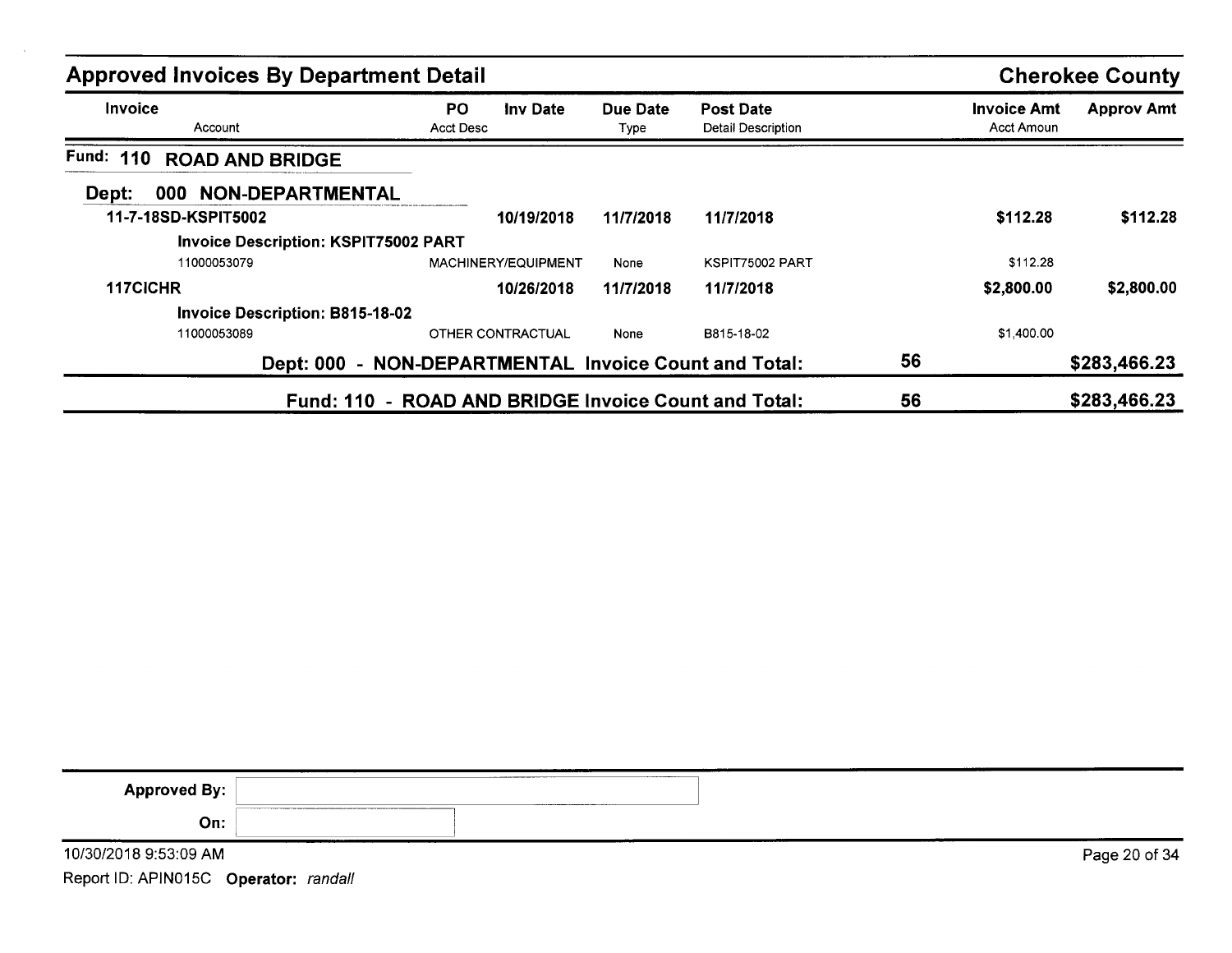## Approved Invoices By Department Detail

**Cherokee County**

| Invoice / Account | PO / Acct Desc | Inv Date | Due Date / Type | Post Date / Detail Description | | Invoice Amt / Acct Amoun | Approv Amt |
|---|---|---|---|---|---|---|---|
| **Fund: 110 ROAD AND BRIDGE** | | | | | | | |
| **Dept: 000 NON-DEPARTMENTAL** | | | | | | | |
| **11-7-18SD-KSPIT5002** | | **10/19/2018** | **11/7/2018** | **11/7/2018** | | **$112.28** | **$112.28** |
| **Invoice Description: KSPIT75002 PART** | | | | | | | |
| 11000053079 | MACHINERY/EQUIPMENT | | None | KSPIT75002 PART | | $112.28 | |
| **117CICHR** | | **10/26/2018** | **11/7/2018** | **11/7/2018** | | **$2,800.00** | **$2,800.00** |
| **Invoice Description: B815-18-02** | | | | | | | |
| 11000053089 | OTHER CONTRACTUAL | | None | B815-18-02 | | $1,400.00 | |
| **Dept: 000 - NON-DEPARTMENTAL Invoice Count and Total:** | | | | | **56** | | **$283,466.23** |
| **Fund: 110 - ROAD AND BRIDGE Invoice Count and Total:** | | | | | **56** | | **$283,466.23** |

**Approved By:**

**On:**

10/30/2018 9:53:09 AM

Report ID: APIN015C **Operator:** *randall*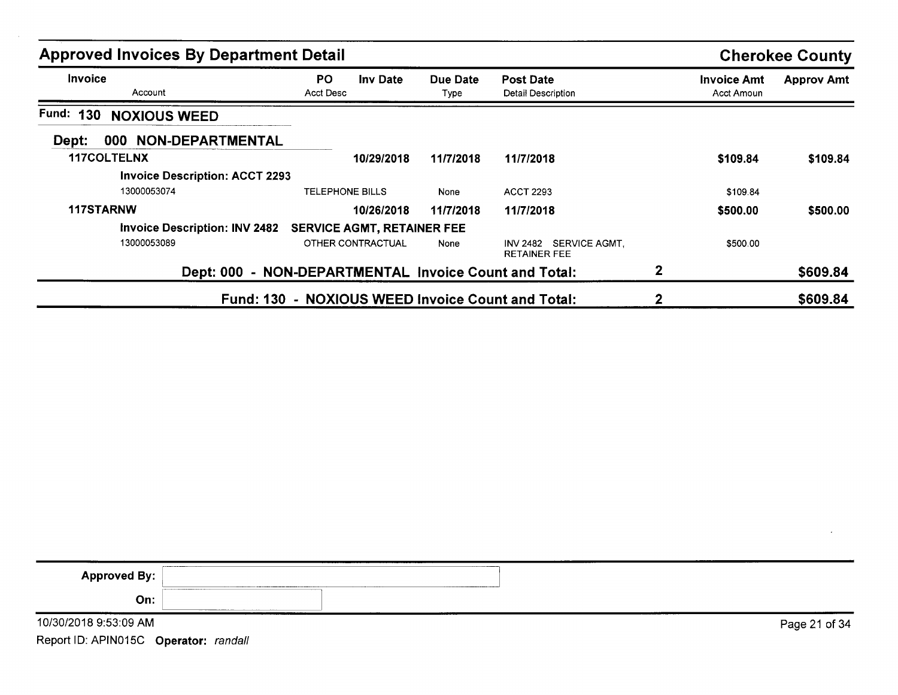## Approved Invoices By Department Detail

**Cherokee County**

| Invoice<br>Account | PO<br>Acct Desc | Inv Date | Due Date<br>Type | Post Date<br>Detail Description | | Invoice Amt<br>Acct Amoun | Approv Amt |
|---|---|---|---|---|---|---|---|
| **Fund: 130 NOXIOUS WEED** | | | | | | | |
| **Dept: 000 NON-DEPARTMENTAL** | | | | | | | |
| **117COLTELNX** | | **10/29/2018** | **11/7/2018** | **11/7/2018** | | **$109.84** | **$109.84** |
| **Invoice Description: ACCT 2293** | | | | | | | |
| 13000053074 | TELEPHONE BILLS | | None | ACCT 2293 | | $109.84 | |
| **117STARNW** | | **10/26/2018** | **11/7/2018** | **11/7/2018** | | **$500.00** | **$500.00** |
| **Invoice Description: INV 2482** | **SERVICE AGMT, RETAINER FEE** | | | | | | |
| 13000053089 | OTHER CONTRACTUAL | | None | INV 2482 SERVICE AGMT, RETAINER FEE | | $500.00 | |
| | **Dept: 000 - NON-DEPARTMENTAL Invoice Count and Total:** | | | | **2** | | **$609.84** |
| | **Fund: 130 - NOXIOUS WEED Invoice Count and Total:** | | | | **2** | | **$609.84** |

**Approved By:** 

**On:** 

10/30/2018 9:53:09 AM

Report ID: APIN015C **Operator:** *randall*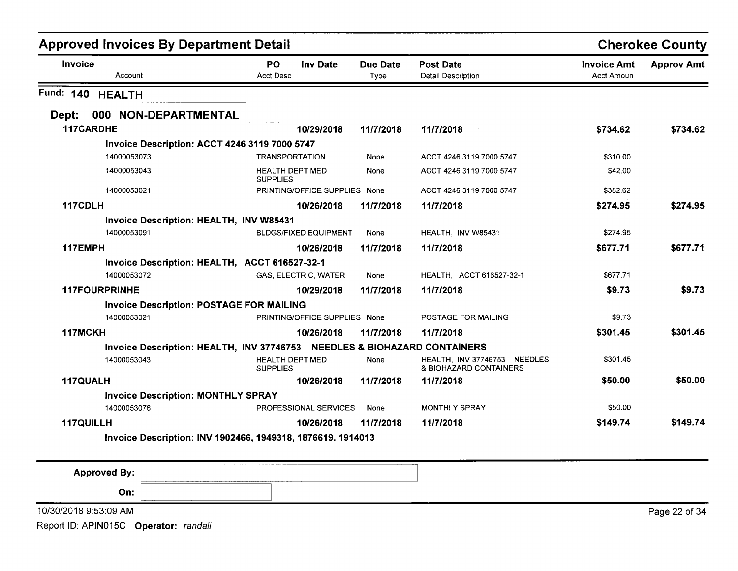# Approved Invoices By Department Detail

## Cherokee County

| Invoice / Account | PO / Acct Desc | Inv Date | Due Date / Type | Post Date / Detail Description | Invoice Amt / Acct Amoun | Approv Amt |
|---|---|---|---|---|---|---|

### Fund: 140 HEALTH

### Dept: 000 NON-DEPARTMENTAL

| Invoice / Account | PO / Acct Desc | Inv Date | Due Date / Type | Post Date / Detail Description | Invoice Amt / Acct Amoun | Approv Amt |
|---|---|---|---|---|---|---|
| **117CARDHE** | | **10/29/2018** | **11/7/2018** | **11/7/2018** | **$734.62** | **$734.62** |
| **Invoice Description: ACCT 4246 3119 7000 5747** | | | | | | |
| 14000053073 | TRANSPORTATION | | None | ACCT 4246 3119 7000 5747 | $310.00 | |
| 14000053043 | HEALTH DEPT MED SUPPLIES | | None | ACCT 4246 3119 7000 5747 | $42.00 | |
| 14000053021 | PRINTING/OFFICE SUPPLIES | | None | ACCT 4246 3119 7000 5747 | $382.62 | |
| **117CDLH** | | **10/26/2018** | **11/7/2018** | **11/7/2018** | **$274.95** | **$274.95** |
| **Invoice Description: HEALTH, INV W85431** | | | | | | |
| 14000053091 | BLDGS/FIXED EQUIPMENT | | None | HEALTH, INV W85431 | $274.95 | |
| **117EMPH** | | **10/26/2018** | **11/7/2018** | **11/7/2018** | **$677.71** | **$677.71** |
| **Invoice Description: HEALTH, ACCT 616527-32-1** | | | | | | |
| 14000053072 | GAS, ELECTRIC, WATER | | None | HEALTH, ACCT 616527-32-1 | $677.71 | |
| **117FOURPRINHE** | | **10/29/2018** | **11/7/2018** | **11/7/2018** | **$9.73** | **$9.73** |
| **Invoice Description: POSTAGE FOR MAILING** | | | | | | |
| 14000053021 | PRINTING/OFFICE SUPPLIES | | None | POSTAGE FOR MAILING | $9.73 | |
| **117MCKH** | | **10/26/2018** | **11/7/2018** | **11/7/2018** | **$301.45** | **$301.45** |
| **Invoice Description: HEALTH, INV 37746753 NEEDLES & BIOHAZARD CONTAINERS** | | | | | | |
| 14000053043 | HEALTH DEPT MED SUPPLIES | | None | HEALTH, INV 37746753 NEEDLES & BIOHAZARD CONTAINERS | $301.45 | |
| **117QUALH** | | **10/26/2018** | **11/7/2018** | **11/7/2018** | **$50.00** | **$50.00** |
| **Invoice Description: MONTHLY SPRAY** | | | | | | |
| 14000053076 | PROFESSIONAL SERVICES | | None | MONTHLY SPRAY | $50.00 | |
| **117QUILLH** | | **10/26/2018** | **11/7/2018** | **11/7/2018** | **$149.74** | **$149.74** |
| **Invoice Description: INV 1902466, 1949318, 1876619. 1914013** | | | | | | |

**Approved By:**

**On:**

10/30/2018 9:53:09 AM

Report ID: APIN015C **Operator:** *randall*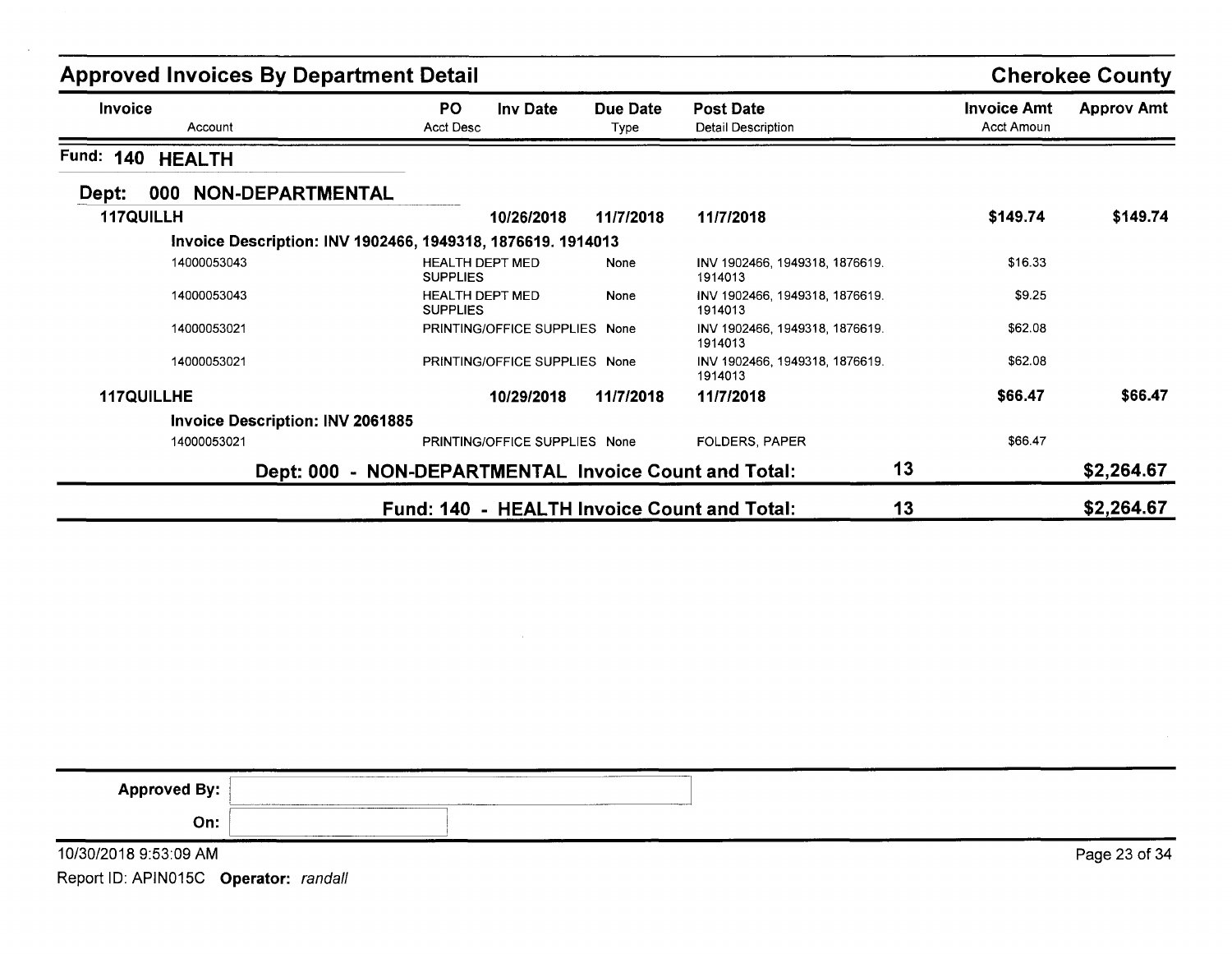## Approved Invoices By Department Detail

**Cherokee County**

| Invoice / Account | PO / Acct Desc | Inv Date | Due Date / Type | Post Date / Detail Description | Invoice Amt / Acct Amoun | Approv Amt |
|---|---|---|---|---|---|---|

**Fund: 140 HEALTH**

**Dept: 000 NON-DEPARTMENTAL**

| Invoice / Account | PO / Acct Desc | Inv Date | Due Date / Type | Post Date / Detail Description | Invoice Amt / Acct Amoun | Approv Amt |
|---|---|---|---|---|---|---|
| **117QUILLH** | | **10/26/2018** | **11/7/2018** | **11/7/2018** | **$149.74** | **$149.74** |
| **Invoice Description: INV 1902466, 1949318, 1876619. 1914013** | | | | | | |
| 14000053043 | HEALTH DEPT MED SUPPLIES | | None | INV 1902466, 1949318, 1876619. 1914013 | $16.33 | |
| 14000053043 | HEALTH DEPT MED SUPPLIES | | None | INV 1902466, 1949318, 1876619. 1914013 | $9.25 | |
| 14000053021 | PRINTING/OFFICE SUPPLIES | | None | INV 1902466, 1949318, 1876619. 1914013 | $62.08 | |
| 14000053021 | PRINTING/OFFICE SUPPLIES | | None | INV 1902466, 1949318, 1876619. 1914013 | $62.08 | |
| **117QUILLHE** | | **10/29/2018** | **11/7/2018** | **11/7/2018** | **$66.47** | **$66.47** |
| **Invoice Description: INV 2061885** | | | | | | |
| 14000053021 | PRINTING/OFFICE SUPPLIES | | None | FOLDERS, PAPER | $66.47 | |

**Dept: 000 - NON-DEPARTMENTAL Invoice Count and Total: 13 — $2,264.67**

**Fund: 140 - HEALTH Invoice Count and Total: 13 — $2,264.67**

**Approved By:**

**On:**

10/30/2018 9:53:09 AM

Report ID: APIN015C **Operator:** *randall*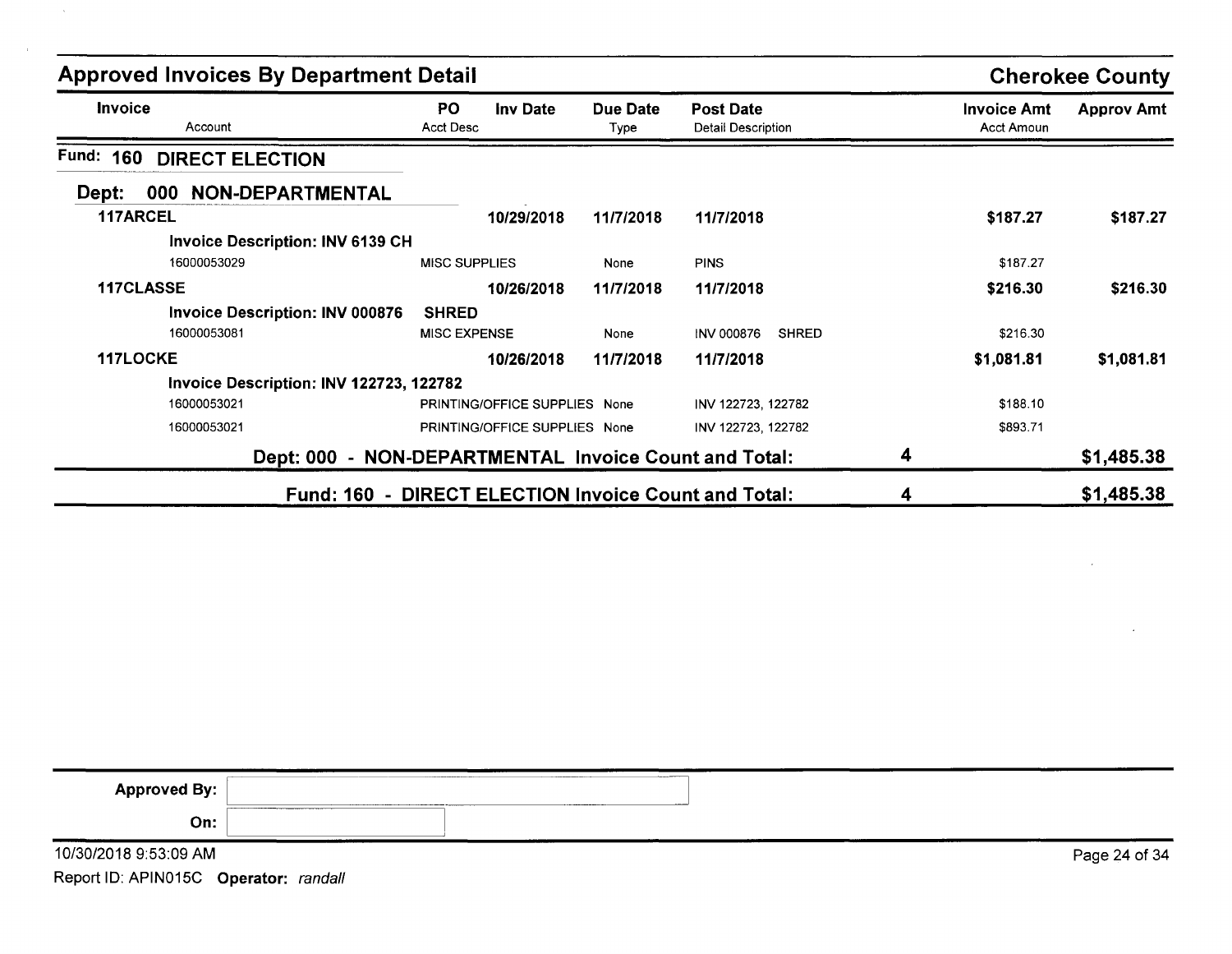## Approved Invoices By Department Detail — Cherokee County

| Invoice / Account | PO / Acct Desc | Inv Date | Due Date / Type | Post Date / Detail Description | | Invoice Amt / Acct Amoun | Approv Amt |
|---|---|---|---|---|---|---|---|

### Fund: 160 DIRECT ELECTION

#### Dept: 000 NON-DEPARTMENTAL

| Invoice / Account | PO / Acct Desc | Inv Date | Due Date / Type | Post Date / Detail Description | | Invoice Amt / Acct Amoun | Approv Amt |
|---|---|---|---|---|---|---|---|
| **117ARCEL** | | **10/29/2018** | **11/7/2018** | **11/7/2018** | | **$187.27** | **$187.27** |
| **Invoice Description: INV 6139 CH** | | | | | | | |
| 16000053029 | MISC SUPPLIES | | None | PINS | | $187.27 | |
| **117CLASSE** | | **10/26/2018** | **11/7/2018** | **11/7/2018** | | **$216.30** | **$216.30** |
| **Invoice Description: INV 000876** | **SHRED** | | | | | | |
| 16000053081 | MISC EXPENSE | | None | INV 000876 SHRED | | $216.30 | |
| **117LOCKE** | | **10/26/2018** | **11/7/2018** | **11/7/2018** | | **$1,081.81** | **$1,081.81** |
| **Invoice Description: INV 122723, 122782** | | | | | | | |
| 16000053021 | PRINTING/OFFICE SUPPLIES | | None | INV 122723, 122782 | | $188.10 | |
| 16000053021 | PRINTING/OFFICE SUPPLIES | | None | INV 122723, 122782 | | $893.71 | |
| **Dept: 000 - NON-DEPARTMENTAL Invoice Count and Total:** | | | | | **4** | | **$1,485.38** |
| **Fund: 160 - DIRECT ELECTION Invoice Count and Total:** | | | | | **4** | | **$1,485.38** |

**Approved By:**

**On:**

10/30/2018 9:53:09 AM

Report ID: APIN015C **Operator:** *randall*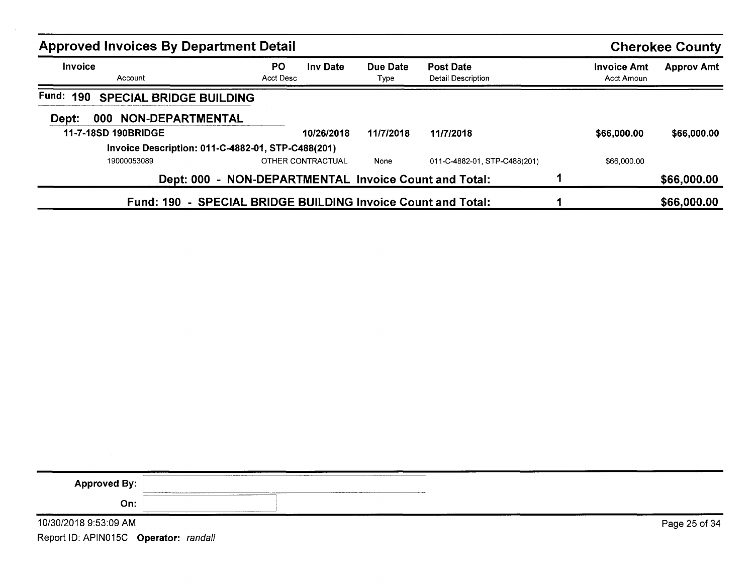## Approved Invoices By Department Detail

**Cherokee County**

| Invoice<br>Account | PO<br>Acct Desc | Inv Date | Due Date<br>Type | Post Date<br>Detail Description | | Invoice Amt<br>Acct Amoun | Approv Amt |
|---|---|---|---|---|---|---|---|
| **Fund: 190 SPECIAL BRIDGE BUILDING** | | | | | | | |
| **Dept: 000 NON-DEPARTMENTAL** | | | | | | | |
| **11-7-18SD 190BRIDGE** | | **10/26/2018** | **11/7/2018** | **11/7/2018** | | **$66,000.00** | **$66,000.00** |
| **Invoice Description: 011-C-4882-01, STP-C488(201)** | | | | | | | |
| 19000053089 | OTHER CONTRACTUAL | | None | 011-C-4882-01, STP-C488(201) | | $66,000.00 | |
| **Dept: 000 - NON-DEPARTMENTAL Invoice Count and Total:** | | | | | **1** | | **$66,000.00** |
| **Fund: 190 - SPECIAL BRIDGE BUILDING Invoice Count and Total:** | | | | | **1** | | **$66,000.00** |

**Approved By:**

**On:**

10/30/2018 9:53:09 AM

Report ID: APIN015C **Operator:** *randall*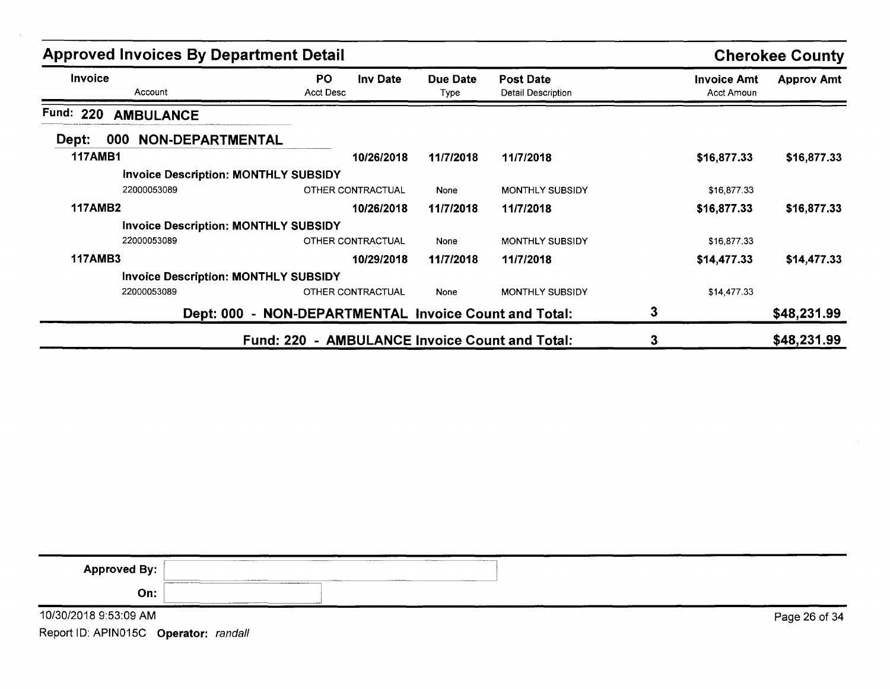## Approved Invoices By Department Detail

**Cherokee County**

| Invoice | Account | PO / Acct Desc | Inv Date | Due Date / Type | Post Date / Detail Description | | Invoice Amt / Acct Amoun | Approv Amt |
|---|---|---|---|---|---|---|---|---|
| **Fund: 220 AMBULANCE** | | | | | | | | |
| **Dept: 000 NON-DEPARTMENTAL** | | | | | | | | |
| **117AMB1** | | | **10/26/2018** | **11/7/2018** | **11/7/2018** | | **$16,877.33** | **$16,877.33** |
| | **Invoice Description: MONTHLY SUBSIDY** | | | | | | | |
| | 22000053089 | OTHER CONTRACTUAL | | None | MONTHLY SUBSIDY | | $16,877.33 | |
| **117AMB2** | | | **10/26/2018** | **11/7/2018** | **11/7/2018** | | **$16,877.33** | **$16,877.33** |
| | **Invoice Description: MONTHLY SUBSIDY** | | | | | | | |
| | 22000053089 | OTHER CONTRACTUAL | | None | MONTHLY SUBSIDY | | $16,877.33 | |
| **117AMB3** | | | **10/29/2018** | **11/7/2018** | **11/7/2018** | | **$14,477.33** | **$14,477.33** |
| | **Invoice Description: MONTHLY SUBSIDY** | | | | | | | |
| | 22000053089 | OTHER CONTRACTUAL | | None | MONTHLY SUBSIDY | | $14,477.33 | |
| | **Dept: 000 - NON-DEPARTMENTAL Invoice Count and Total:** | | | | | **3** | | **$48,231.99** |
| | **Fund: 220 - AMBULANCE Invoice Count and Total:** | | | | | **3** | | **$48,231.99** |

**Approved By:** 

**On:** 

10/30/2018 9:53:09 AM

Report ID: APIN015C **Operator:** *randall*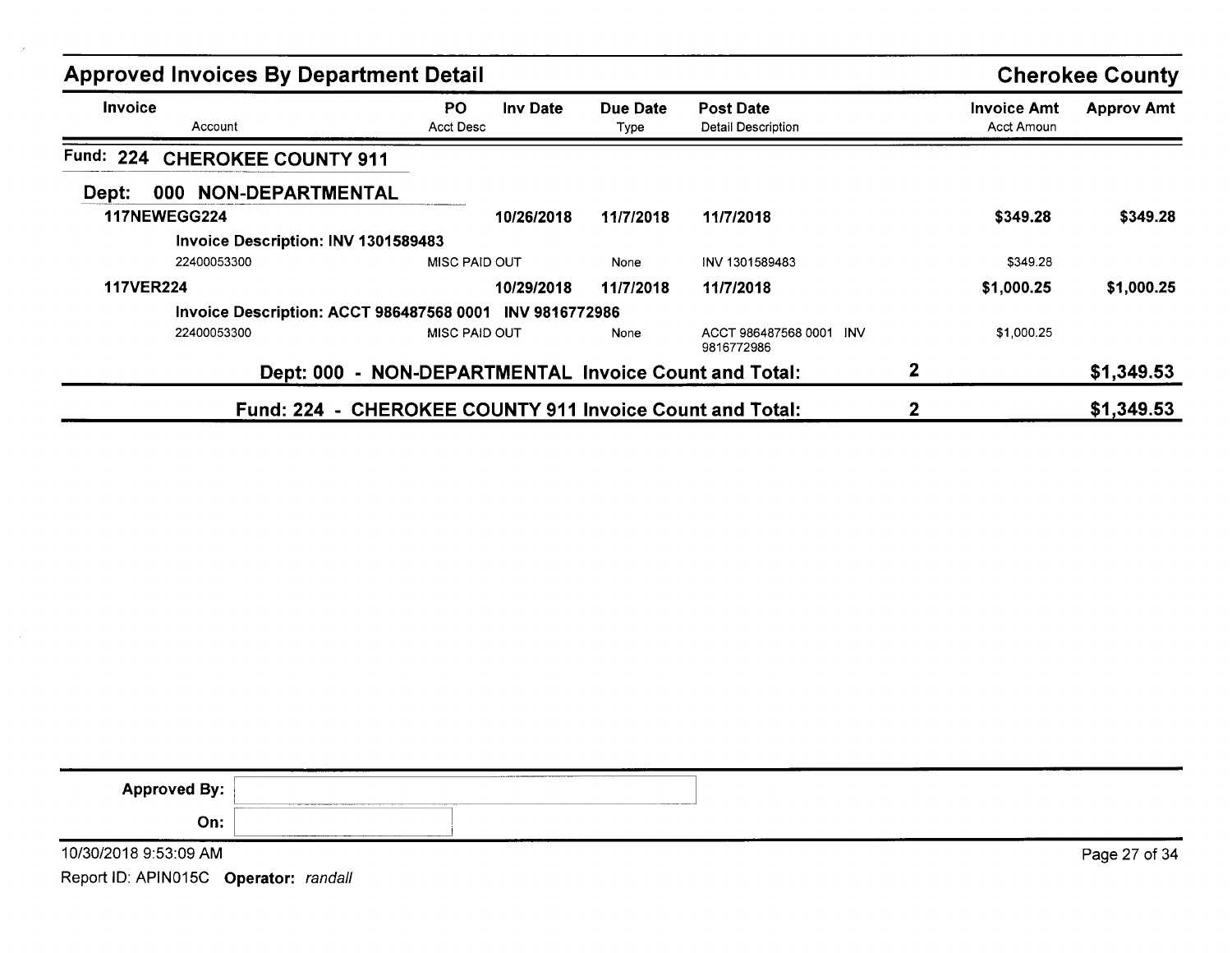## Approved Invoices By Department Detail

**Cherokee County**

| Invoice / Account | PO / Acct Desc | Inv Date | Due Date / Type | Post Date / Detail Description | | Invoice Amt / Acct Amoun | Approv Amt |
|---|---|---|---|---|---|---|---|
| **Fund: 224 CHEROKEE COUNTY 911** | | | | | | | |
| **Dept: 000 NON-DEPARTMENTAL** | | | | | | | |
| **117NEWEGG224** | | **10/26/2018** | **11/7/2018** | **11/7/2018** | | **$349.28** | **$349.28** |
| **Invoice Description: INV 1301589483** | | | | | | | |
| 22400053300 | MISC PAID OUT | | None | INV 1301589483 | | $349.28 | |
| **117VER224** | | **10/29/2018** | **11/7/2018** | **11/7/2018** | | **$1,000.25** | **$1,000.25** |
| **Invoice Description: ACCT 986487568 0001 INV 9816772986** | | | | | | | |
| 22400053300 | MISC PAID OUT | | None | ACCT 986487568 0001 INV 9816772986 | | $1,000.25 | |
| **Dept: 000 - NON-DEPARTMENTAL Invoice Count and Total:** | | | | | **2** | | **$1,349.53** |
| **Fund: 224 - CHEROKEE COUNTY 911 Invoice Count and Total:** | | | | | **2** | | **$1,349.53** |

**Approved By:**

**On:**

10/30/2018 9:53:09 AM

Report ID: APIN015C **Operator:** *randall*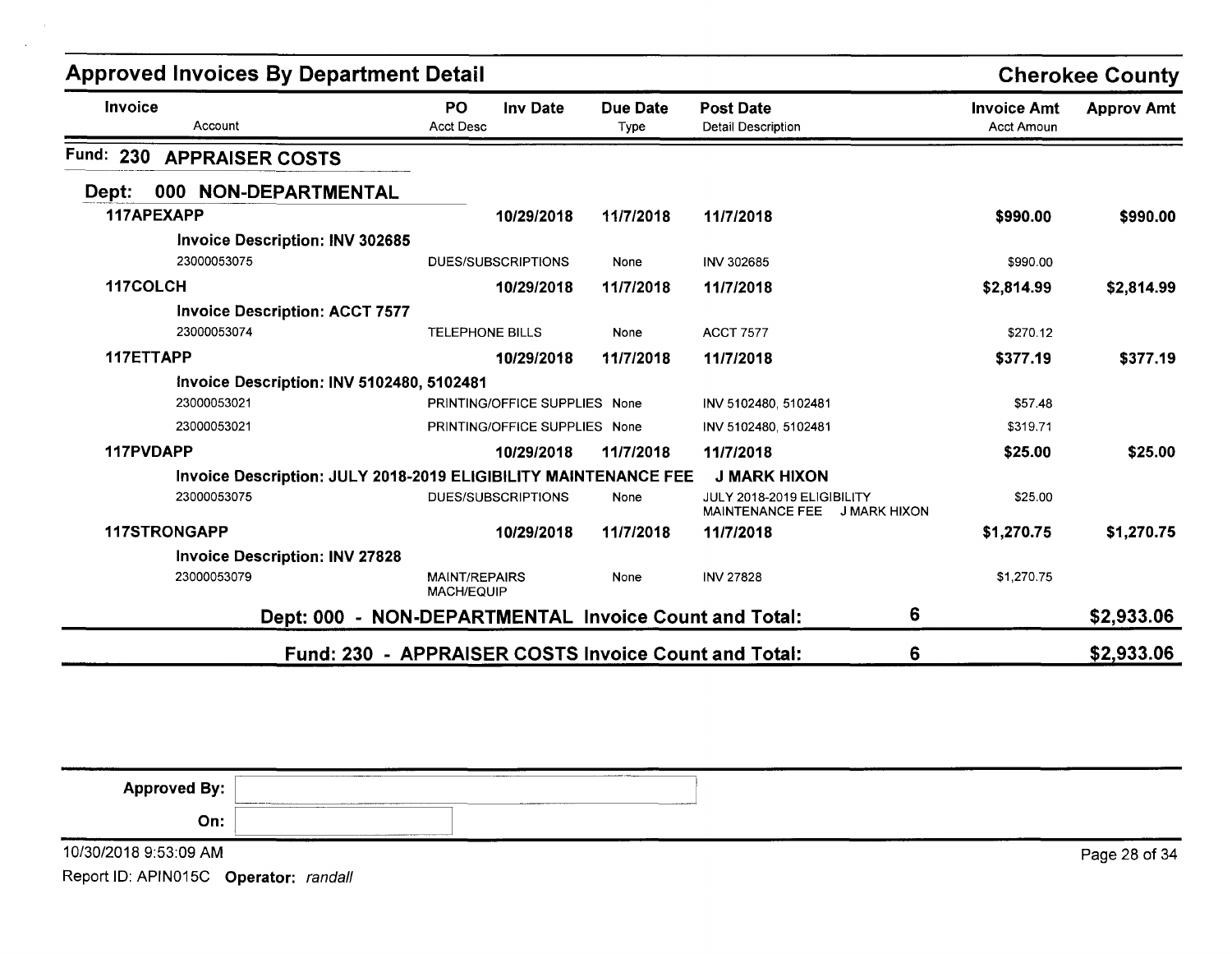## Approved Invoices By Department Detail

**Cherokee County**

| Invoice / Account | PO / Acct Desc | Inv Date | Due Date / Type | Post Date / Detail Description | Invoice Amt / Acct Amoun | Approv Amt |
|---|---|---|---|---|---|---|
| **Fund: 230 APPRAISER COSTS** | | | | | | |
| **Dept: 000 NON-DEPARTMENTAL** | | | | | | |
| **117APEXAPP** | | **10/29/2018** | **11/7/2018** | **11/7/2018** | **$990.00** | **$990.00** |
| **Invoice Description: INV 302685** | | | | | | |
| 23000053075 | DUES/SUBSCRIPTIONS | | None | INV 302685 | $990.00 | |
| **117COLCH** | | **10/29/2018** | **11/7/2018** | **11/7/2018** | **$2,814.99** | **$2,814.99** |
| **Invoice Description: ACCT 7577** | | | | | | |
| 23000053074 | TELEPHONE BILLS | | None | ACCT 7577 | $270.12 | |
| **117ETTAPP** | | **10/29/2018** | **11/7/2018** | **11/7/2018** | **$377.19** | **$377.19** |
| **Invoice Description: INV 5102480, 5102481** | | | | | | |
| 23000053021 | PRINTING/OFFICE SUPPLIES | | None | INV 5102480, 5102481 | $57.48 | |
| 23000053021 | PRINTING/OFFICE SUPPLIES | | None | INV 5102480, 5102481 | $319.71 | |
| **117PVDAPP** | | **10/29/2018** | **11/7/2018** | **11/7/2018** | **$25.00** | **$25.00** |
| **Invoice Description: JULY 2018-2019 ELIGIBILITY MAINTENANCE FEE J MARK HIXON** | | | | | | |
| 23000053075 | DUES/SUBSCRIPTIONS | | None | JULY 2018-2019 ELIGIBILITY MAINTENANCE FEE J MARK HIXON | $25.00 | |
| **117STRONGAPP** | | **10/29/2018** | **11/7/2018** | **11/7/2018** | **$1,270.75** | **$1,270.75** |
| **Invoice Description: INV 27828** | | | | | | |
| 23000053079 | MAINT/REPAIRS MACH/EQUIP | | None | INV 27828 | $1,270.75 | |
| **Dept: 000 - NON-DEPARTMENTAL Invoice Count and Total:** | | | | **6** | | **$2,933.06** |
| **Fund: 230 - APPRAISER COSTS Invoice Count and Total:** | | | | **6** | | **$2,933.06** |

**Approved By:**

**On:**

10/30/2018 9:53:09 AM

Report ID: APIN015C **Operator:** *randall*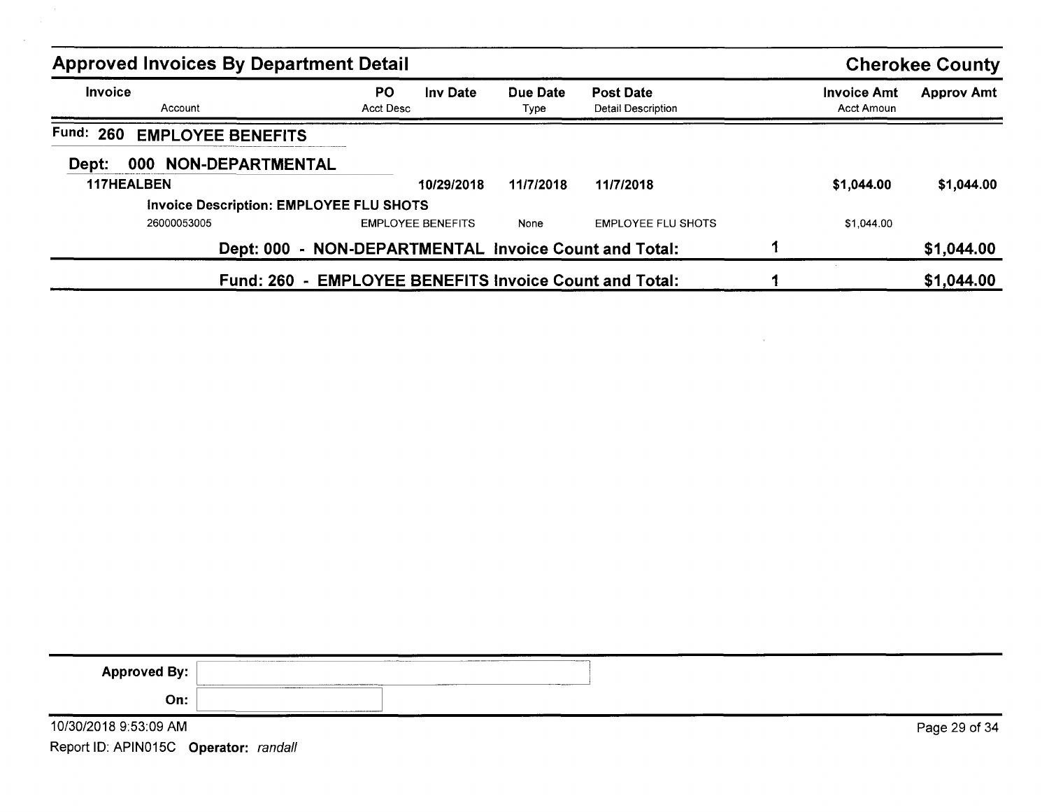## Approved Invoices By Department Detail

**Cherokee County**

| Invoice<br>Account | PO<br>Acct Desc | Inv Date | Due Date<br>Type | Post Date<br>Detail Description | | Invoice Amt<br>Acct Amoun | Approv Amt |
|---|---|---|---|---|---|---|---|
| **Fund: 260 EMPLOYEE BENEFITS** | | | | | | | |
| **Dept: 000 NON-DEPARTMENTAL** | | | | | | | |
| **117HEALBEN** | | **10/29/2018** | **11/7/2018** | **11/7/2018** | | **$1,044.00** | **$1,044.00** |
| **Invoice Description: EMPLOYEE FLU SHOTS** | | | | | | | |
| 26000053005 | EMPLOYEE BENEFITS | | None | EMPLOYEE FLU SHOTS | | $1,044.00 | |
| **Dept: 000 - NON-DEPARTMENTAL Invoice Count and Total:** | | | | | **1** | | **$1,044.00** |
| **Fund: 260 - EMPLOYEE BENEFITS Invoice Count and Total:** | | | | | **1** | | **$1,044.00** |

**Approved By:**

**On:**

10/30/2018 9:53:09 AM

Report ID: APIN015C **Operator:** *randall*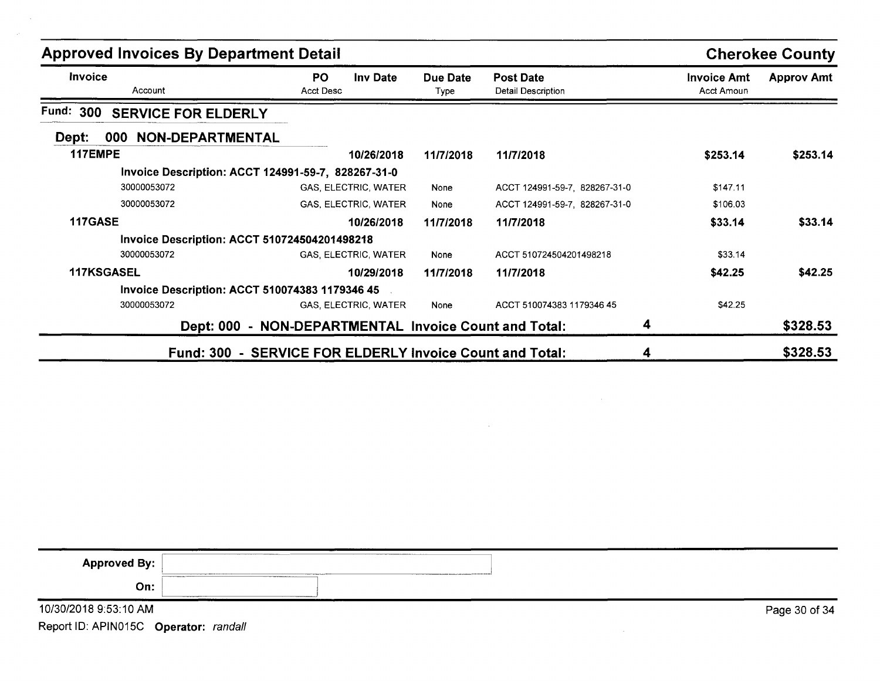## Approved Invoices By Department Detail

**Cherokee County**

| Invoice / Account | PO / Acct Desc | Inv Date | Due Date / Type | Post Date / Detail Description | Invoice Amt / Acct Amoun | Approv Amt |
|---|---|---|---|---|---|---|
| **Fund: 300 SERVICE FOR ELDERLY** | | | | | | |
| **Dept: 000 NON-DEPARTMENTAL** | | | | | | |
| **117EMPE** | | **10/26/2018** | **11/7/2018** | **11/7/2018** | **$253.14** | **$253.14** |
| **Invoice Description: ACCT 124991-59-7, 828267-31-0** | | | | | | |
| 30000053072 | GAS, ELECTRIC, WATER | | None | ACCT 124991-59-7, 828267-31-0 | $147.11 | |
| 30000053072 | GAS, ELECTRIC, WATER | | None | ACCT 124991-59-7, 828267-31-0 | $106.03 | |
| **117GASE** | | **10/26/2018** | **11/7/2018** | **11/7/2018** | **$33.14** | **$33.14** |
| **Invoice Description: ACCT 510724504201498218** | | | | | | |
| 30000053072 | GAS, ELECTRIC, WATER | | None | ACCT 510724504201498218 | $33.14 | |
| **117KSGASEL** | | **10/29/2018** | **11/7/2018** | **11/7/2018** | **$42.25** | **$42.25** |
| **Invoice Description: ACCT 510074383 1179346 45** | | | | | | |
| 30000053072 | GAS, ELECTRIC, WATER | | None | ACCT 510074383 1179346 45 | $42.25 | |
| **Dept: 000 - NON-DEPARTMENTAL Invoice Count and Total:** | | | | **4** | | **$328.53** |
| **Fund: 300 - SERVICE FOR ELDERLY Invoice Count and Total:** | | | | **4** | | **$328.53** |

**Approved By:**

**On:**

10/30/2018 9:53:10 AM

Report ID: APIN015C **Operator:** *randall*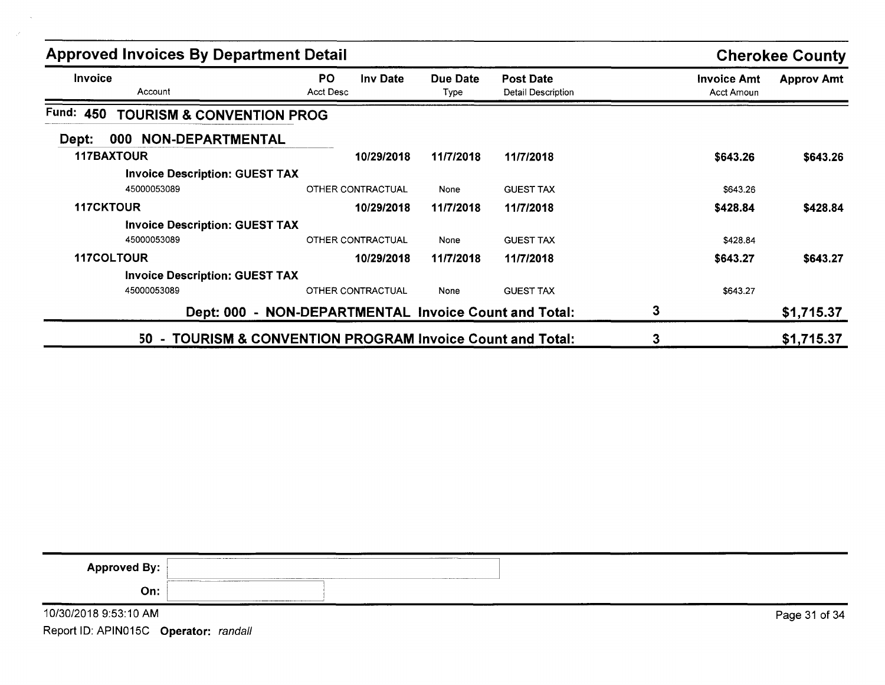## Approved Invoices By Department Detail

**Cherokee County**

| Invoice<br>Account | PO<br>Acct Desc | Inv Date | Due Date<br>Type | Post Date<br>Detail Description | | Invoice Amt<br>Acct Amoun | Approv Amt |
|---|---|---|---|---|---|---|---|
| **Fund: 450 TOURISM & CONVENTION PROG** | | | | | | | |
| **Dept: 000 NON-DEPARTMENTAL** | | | | | | | |
| **117BAXTOUR** | | **10/29/2018** | **11/7/2018** | **11/7/2018** | | **$643.26** | **$643.26** |
| **Invoice Description: GUEST TAX** | | | | | | | |
| 45000053089 | OTHER CONTRACTUAL | | None | GUEST TAX | | $643.26 | |
| **117CKTOUR** | | **10/29/2018** | **11/7/2018** | **11/7/2018** | | **$428.84** | **$428.84** |
| **Invoice Description: GUEST TAX** | | | | | | | |
| 45000053089 | OTHER CONTRACTUAL | | None | GUEST TAX | | $428.84 | |
| **117COLTOUR** | | **10/29/2018** | **11/7/2018** | **11/7/2018** | | **$643.27** | **$643.27** |
| **Invoice Description: GUEST TAX** | | | | | | | |
| 45000053089 | OTHER CONTRACTUAL | | None | GUEST TAX | | $643.27 | |
| **Dept: 000 - NON-DEPARTMENTAL Invoice Count and Total:** | | | | | **3** | | **$1,715.37** |
| **50 - TOURISM & CONVENTION PROGRAM Invoice Count and Total:** | | | | | **3** | | **$1,715.37** |

**Approved By:**

**On:**

10/30/2018 9:53:10 AM

Report ID: APIN015C **Operator:** *randall*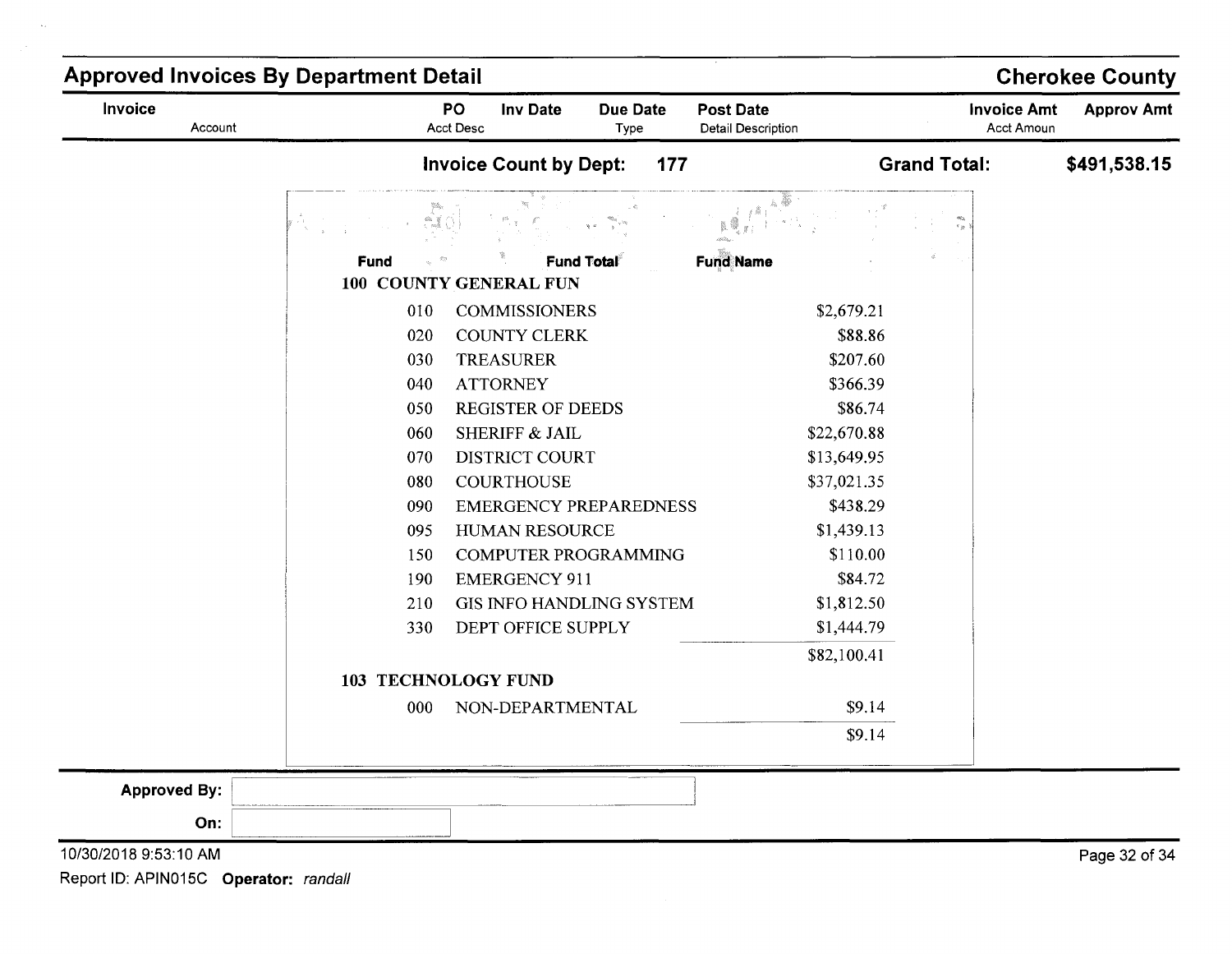# Approved Invoices By Department Detail

**Cherokee County**

| Invoice | PO | Inv Date | Due Date | Post Date | Invoice Amt | Approv Amt |
|---|---|---|---|---|---|---|
| Account | Acct Desc | | Type | Detail Description | Acct Amoun | |

**Invoice Count by Dept: 177** **Grand Total: $491,538.15**

| Fund | Fund Total | Fund Name |
|---|---|---|
| **100 COUNTY GENERAL FUN** | | |
| 010 | COMMISSIONERS | $2,679.21 |
| 020 | COUNTY CLERK | $88.86 |
| 030 | TREASURER | $207.60 |
| 040 | ATTORNEY | $366.39 |
| 050 | REGISTER OF DEEDS | $86.74 |
| 060 | SHERIFF & JAIL | $22,670.88 |
| 070 | DISTRICT COURT | $13,649.95 |
| 080 | COURTHOUSE | $37,021.35 |
| 090 | EMERGENCY PREPAREDNESS | $438.29 |
| 095 | HUMAN RESOURCE | $1,439.13 |
| 150 | COMPUTER PROGRAMMING | $110.00 |
| 190 | EMERGENCY 911 | $84.72 |
| 210 | GIS INFO HANDLING SYSTEM | $1,812.50 |
| 330 | DEPT OFFICE SUPPLY | $1,444.79 |
| | | $82,100.41 |
| **103 TECHNOLOGY FUND** | | |
| 000 | NON-DEPARTMENTAL | $9.14 |
| | | $9.14 |

**Approved By:**

**On:**

10/30/2018 9:53:10 AM

Report ID: APIN015C **Operator:** *randall*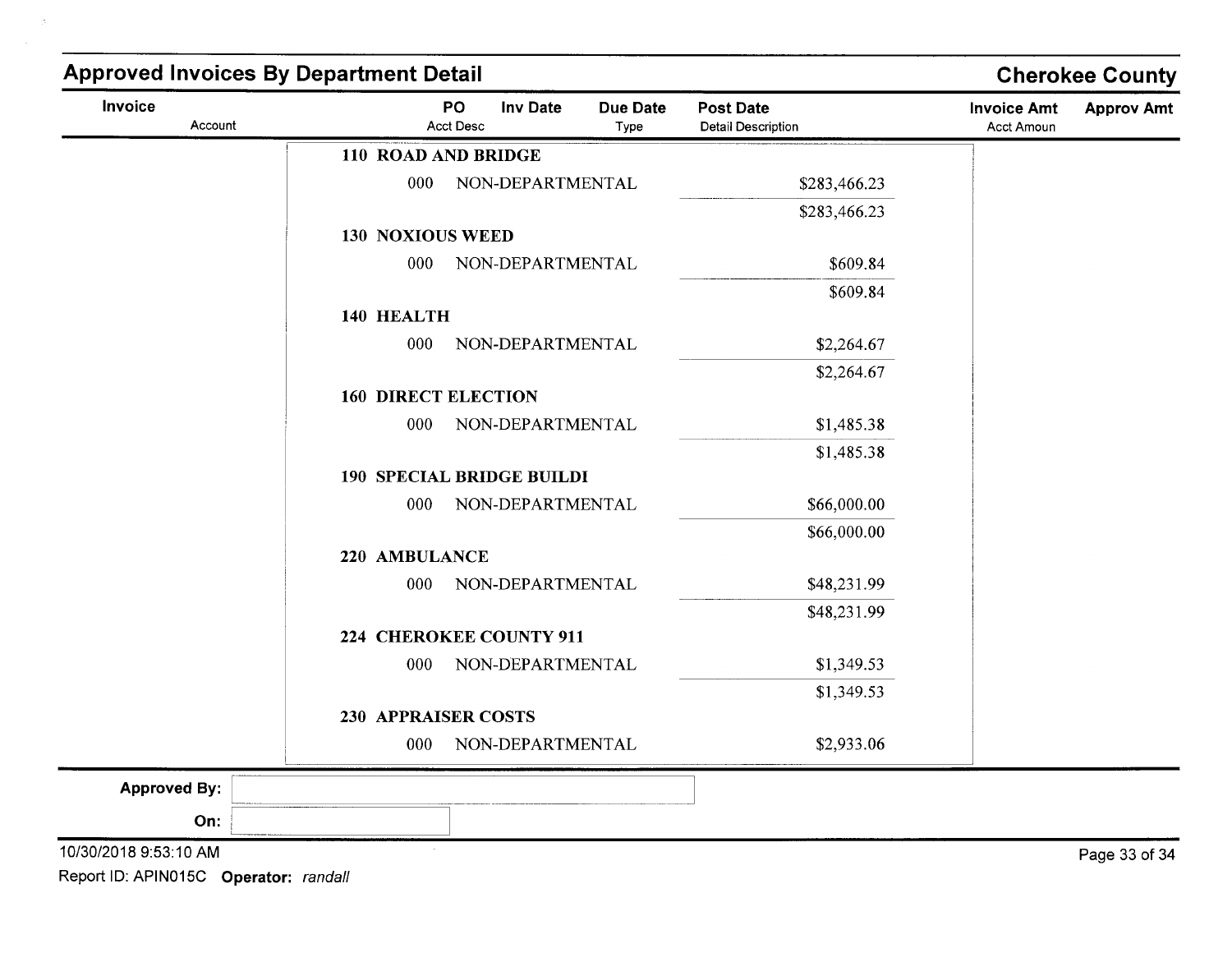## Approved Invoices By Department Detail

**Cherokee County**

| Invoice | PO | Inv Date | Due Date | Post Date | Invoice Amt | Approv Amt |
|---|---|---|---|---|---|---|
| Account | Acct Desc | | Type | Detail Description | Acct Amoun | |

**110 ROAD AND BRIDGE**

| | | |
|---|---|---|
| 000 | NON-DEPARTMENTAL | $283,466.23 |
| | | $283,466.23 |

**130 NOXIOUS WEED**

| | | |
|---|---|---|
| 000 | NON-DEPARTMENTAL | $609.84 |
| | | $609.84 |

**140 HEALTH**

| | | |
|---|---|---|
| 000 | NON-DEPARTMENTAL | $2,264.67 |
| | | $2,264.67 |

**160 DIRECT ELECTION**

| | | |
|---|---|---|
| 000 | NON-DEPARTMENTAL | $1,485.38 |
| | | $1,485.38 |

**190 SPECIAL BRIDGE BUILDI**

| | | |
|---|---|---|
| 000 | NON-DEPARTMENTAL | $66,000.00 |
| | | $66,000.00 |

**220 AMBULANCE**

| | | |
|---|---|---|
| 000 | NON-DEPARTMENTAL | $48,231.99 |
| | | $48,231.99 |

**224 CHEROKEE COUNTY 911**

| | | |
|---|---|---|
| 000 | NON-DEPARTMENTAL | $1,349.53 |
| | | $1,349.53 |

**230 APPRAISER COSTS**

| | | |
|---|---|---|
| 000 | NON-DEPARTMENTAL | $2,933.06 |

**Approved By:**

**On:**

10/30/2018 9:53:10 AM

Report ID: APIN015C **Operator:** *randall*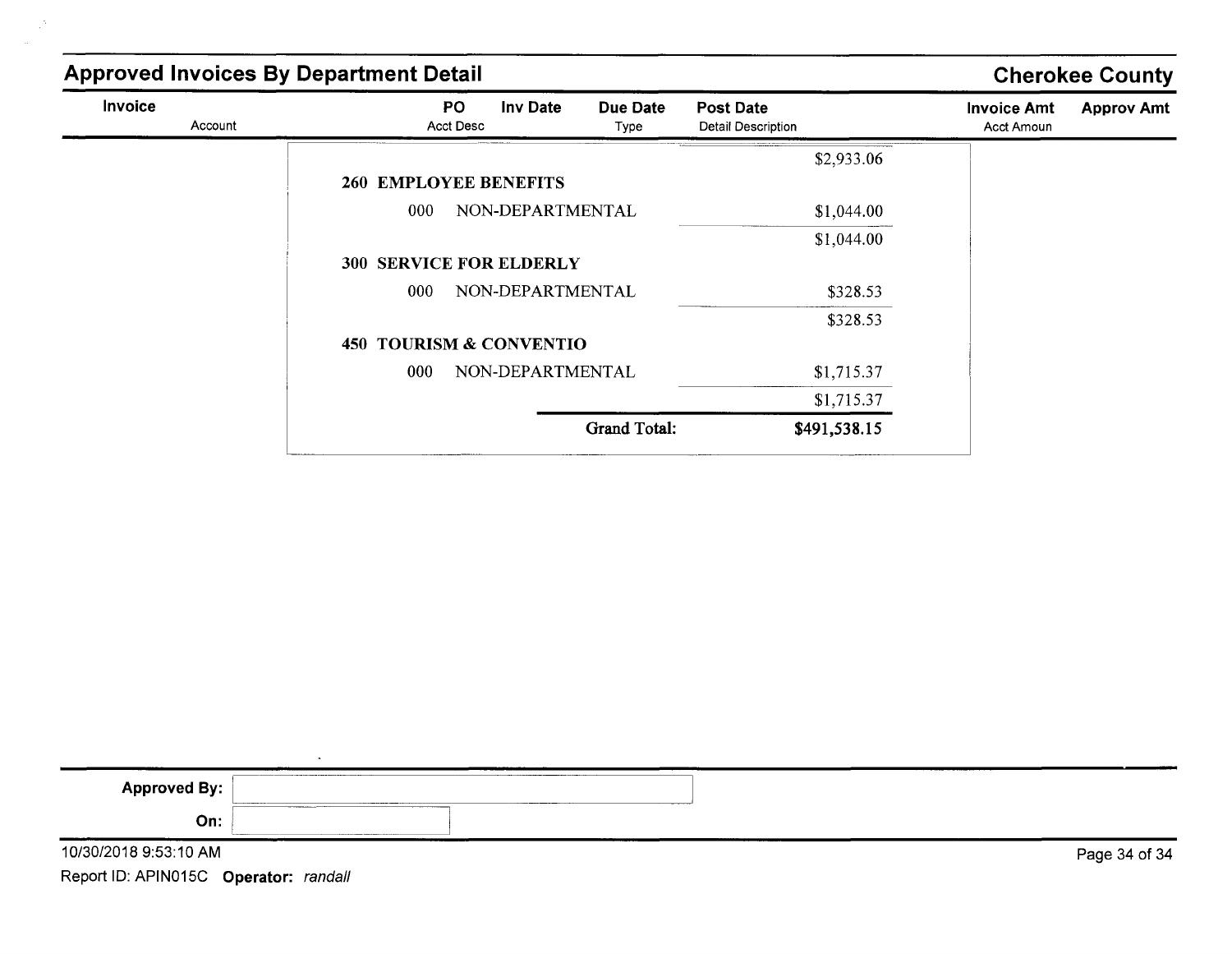## Approved Invoices By Department Detail

**Cherokee County**

| Invoice | PO | Inv Date | Due Date | Post Date | Invoice Amt | Approv Amt |
|---|---|---|---|---|---|---|
| Account | Acct Desc | | Type | Detail Description | Acct Amoun | |

| | | |
|---|---|---|
| | | $2,933.06 |
| **260 EMPLOYEE BENEFITS** | | |
| 000 | NON-DEPARTMENTAL | $1,044.00 |
| | | $1,044.00 |
| **300 SERVICE FOR ELDERLY** | | |
| 000 | NON-DEPARTMENTAL | $328.53 |
| | | $328.53 |
| **450 TOURISM & CONVENTIO** | | |
| 000 | NON-DEPARTMENTAL | $1,715.37 |
| | | $1,715.37 |
| | **Grand Total:** | **$491,538.15** |

**Approved By:**

**On:**

10/30/2018 9:53:10 AM

Report ID: APIN015C **Operator:** *randall*